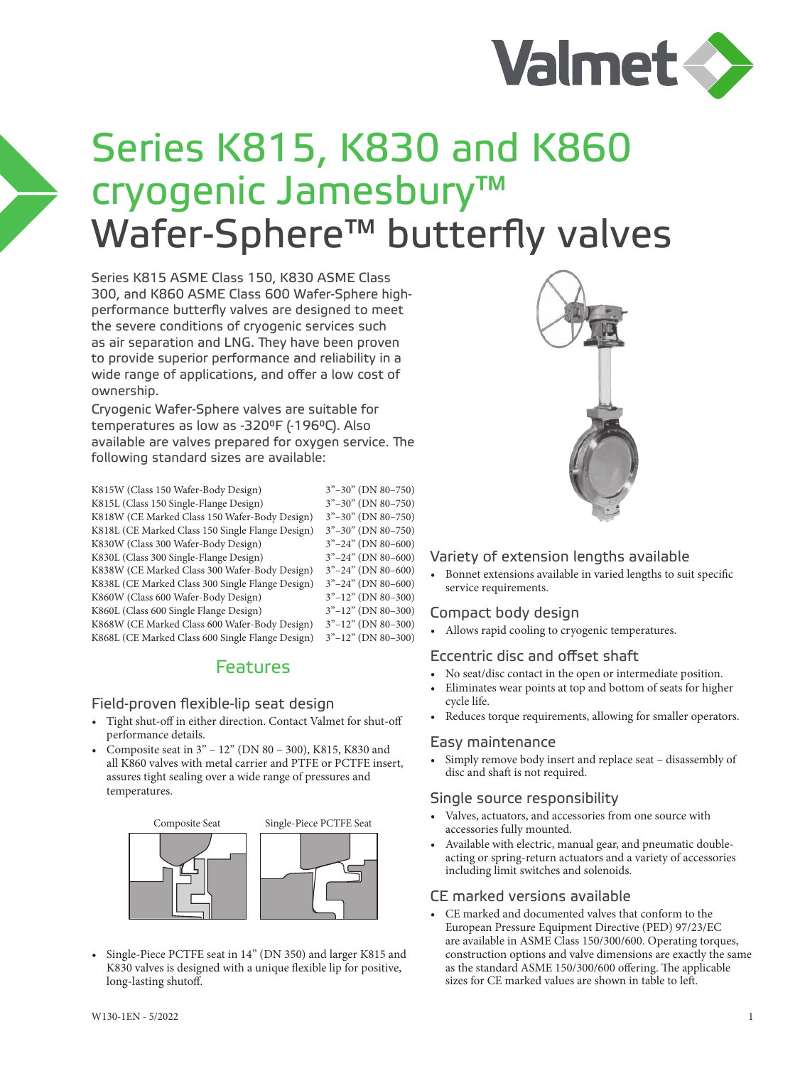# Series K815, K830 and K860 cryogenic Jamesbury™ Wafer-Sphere™ butterfly valves

Series K815 ASME Class 150, K830 ASME Class 300, and K860 ASME Class 600 Wafer-Sphere high-performance butterfly valves are designed to meet the severe conditions of cryogenic services such as air separation and LNG. They have been proven to provide superior performance and reliability in a wide range of applications, and offer a low cost of ownership.

Cryogenic Wafer-Sphere valves are suitable for temperatures as low as -320ºF (-196ºC). Also available are valves prepared for oxygen service. The following standard sizes are available:

| Design | Sizes |
|---|---|
| K815W (Class 150 Wafer-Body Design) | 3"–30" (DN 80–750) |
| K815L (Class 150 Single-Flange Design) | 3"–30" (DN 80–750) |
| K818W (CE Marked Class 150 Wafer-Body Design) | 3"–30" (DN 80–750) |
| K818L (CE Marked Class 150 Single Flange Design) | 3"–30" (DN 80–750) |
| K830W (Class 300 Wafer-Body Design) | 3"–24" (DN 80–600) |
| K830L (Class 300 Single-Flange Design) | 3"–24" (DN 80–600) |
| K838W (CE Marked Class 300 Wafer-Body Design) | 3"–24" (DN 80–600) |
| K838L (CE Marked Class 300 Single Flange Design) | 3"–24" (DN 80–600) |
| K860W (Class 600 Wafer-Body Design) | 3"–12" (DN 80–300) |
| K860L (Class 600 Single Flange Design) | 3"–12" (DN 80–300) |
| K868W (CE Marked Class 600 Wafer-Body Design) | 3"–12" (DN 80–300) |
| K868L (CE Marked Class 600 Single Flange Design) | 3"–12" (DN 80–300) |

## Features

### Field-proven flexible-lip seat design

- Tight shut-off in either direction. Contact Valmet for shut-off performance details.
- Composite seat in 3" – 12" (DN 80 – 300), K815, K830 and all K860 valves with metal carrier and PTFE or PCTFE insert, assures tight sealing over a wide range of pressures and temperatures.

Composite Seat    Single-Piece PCTFE Seat

- Single-Piece PCTFE seat in 14" (DN 350) and larger K815 and K830 valves is designed with a unique flexible lip for positive, long-lasting shutoff.

### Variety of extension lengths available

- Bonnet extensions available in varied lengths to suit specific service requirements.

### Compact body design

- Allows rapid cooling to cryogenic temperatures.

### Eccentric disc and offset shaft

- No seat/disc contact in the open or intermediate position.
- Eliminates wear points at top and bottom of seats for higher cycle life.
- Reduces torque requirements, allowing for smaller operators.

### Easy maintenance

- Simply remove body insert and replace seat – disassembly of disc and shaft is not required.

### Single source responsibility

- Valves, actuators, and accessories from one source with accessories fully mounted.
- Available with electric, manual gear, and pneumatic double-acting or spring-return actuators and a variety of accessories including limit switches and solenoids.

### CE marked versions available

- CE marked and documented valves that conform to the European Pressure Equipment Directive (PED) 97/23/EC are available in ASME Class 150/300/600. Operating torques, construction options and valve dimensions are exactly the same as the standard ASME 150/300/600 offering. The applicable sizes for CE marked values are shown in table to left.

W130-1EN - 5/2022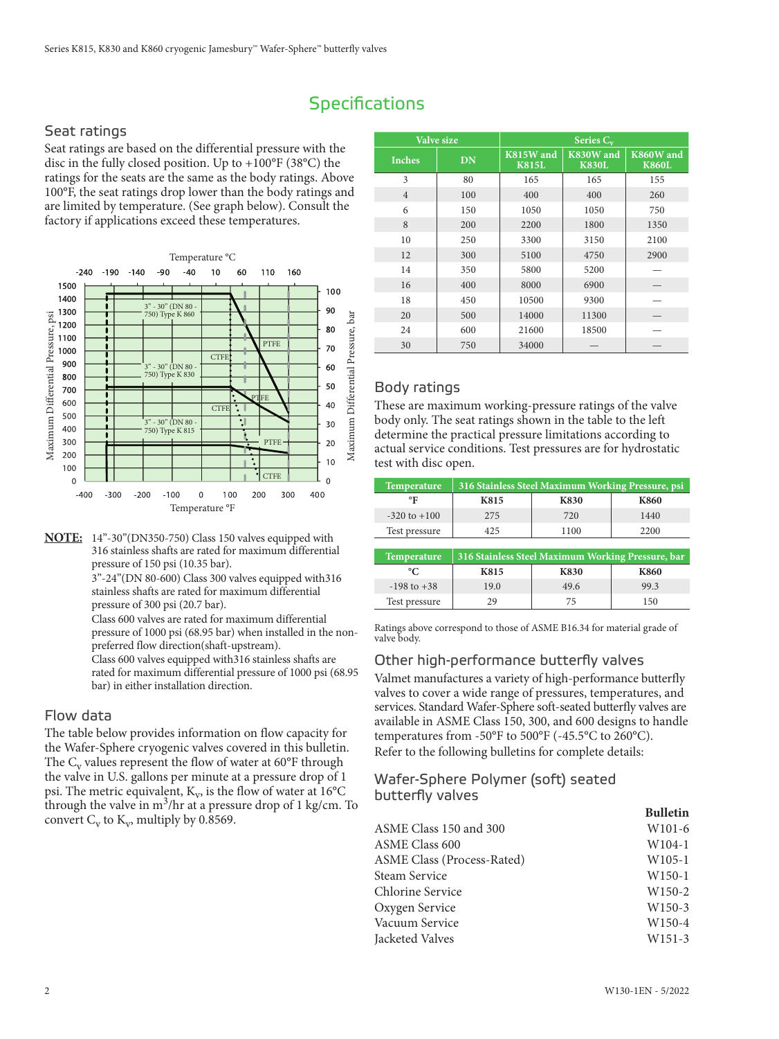## Specifications

### Seat ratings

Seat ratings are based on the differential pressure with the disc in the fully closed position. Up to +100°F (38°C) the ratings for the seats are the same as the body ratings. Above 100°F, the seat ratings drop lower than the body ratings and are limited by temperature. (See graph below). Consult the factory if applications exceed these temperatures.

**NOTE:** 14"-30"(DN350-750) Class 150 valves equipped with 316 stainless shafts are rated for maximum differential pressure of 150 psi (10.35 bar).
3"-24"(DN 80-600) Class 300 valves equipped with316 stainless shafts are rated for maximum differential pressure of 300 psi (20.7 bar).
Class 600 valves are rated for maximum differential pressure of 1000 psi (68.95 bar) when installed in the non-preferred flow direction(shaft-upstream).
Class 600 valves equipped with316 stainless shafts are rated for maximum differential pressure of 1000 psi (68.95 bar) in either installation direction.

### Flow data

The table below provides information on flow capacity for the Wafer-Sphere cryogenic valves covered in this bulletin. The $C_v$ values represent the flow of water at 60°F through the valve in U.S. gallons per minute at a pressure drop of 1 psi. The metric equivalent, $K_v$, is the flow of water at 16°C through the valve in $m^3$/hr at a pressure drop of 1 kg/cm. To convert $C_v$ to $K_v$, multiply by 0.8569.

| Valve size | | Series $C_v$ | | |
|---|---|---|---|---|
| Inches | DN | K815W and K815L | K830W and K830L | K860W and K860L |
| 3 | 80 | 165 | 165 | 155 |
| 4 | 100 | 400 | 400 | 260 |
| 6 | 150 | 1050 | 1050 | 750 |
| 8 | 200 | 2200 | 1800 | 1350 |
| 10 | 250 | 3300 | 3150 | 2100 |
| 12 | 300 | 5100 | 4750 | 2900 |
| 14 | 350 | 5800 | 5200 | — |
| 16 | 400 | 8000 | 6900 | — |
| 18 | 450 | 10500 | 9300 | — |
| 20 | 500 | 14000 | 11300 | — |
| 24 | 600 | 21600 | 18500 | — |
| 30 | 750 | 34000 | — | — |

### Body ratings

These are maximum working-pressure ratings of the valve body only. The seat ratings shown in the table to the left determine the practical pressure limitations according to actual service conditions. Test pressures are for hydrostatic test with disc open.

| Temperature | 316 Stainless Steel Maximum Working Pressure, psi | | |
|---|---|---|---|
| °F | K815 | K830 | K860 |
| -320 to +100 | 275 | 720 | 1440 |
| Test pressure | 425 | 1100 | 2200 |

| Temperature | 316 Stainless Steel Maximum Working Pressure, bar | | |
|---|---|---|---|
| °C | K815 | K830 | K860 |
| -198 to +38 | 19.0 | 49.6 | 99.3 |
| Test pressure | 29 | 75 | 150 |

Ratings above correspond to those of ASME B16.34 for material grade of valve body.

### Other high-performance butterfly valves

Valmet manufactures a variety of high-performance butterfly valves to cover a wide range of pressures, temperatures, and services. Standard Wafer-Sphere soft-seated butterfly valves are available in ASME Class 150, 300, and 600 designs to handle temperatures from -50°F to 500°F (-45.5°C to 260°C).
Refer to the following bulletins for complete details:

### Wafer-Sphere Polymer (soft) seated butterfly valves

| | Bulletin |
|---|---|
| ASME Class 150 and 300 | W101-6 |
| ASME Class 600 | W104-1 |
| ASME Class (Process-Rated) | W105-1 |
| Steam Service | W150-1 |
| Chlorine Service | W150-2 |
| Oxygen Service | W150-3 |
| Vacuum Service | W150-4 |
| Jacketed Valves | W151-3 |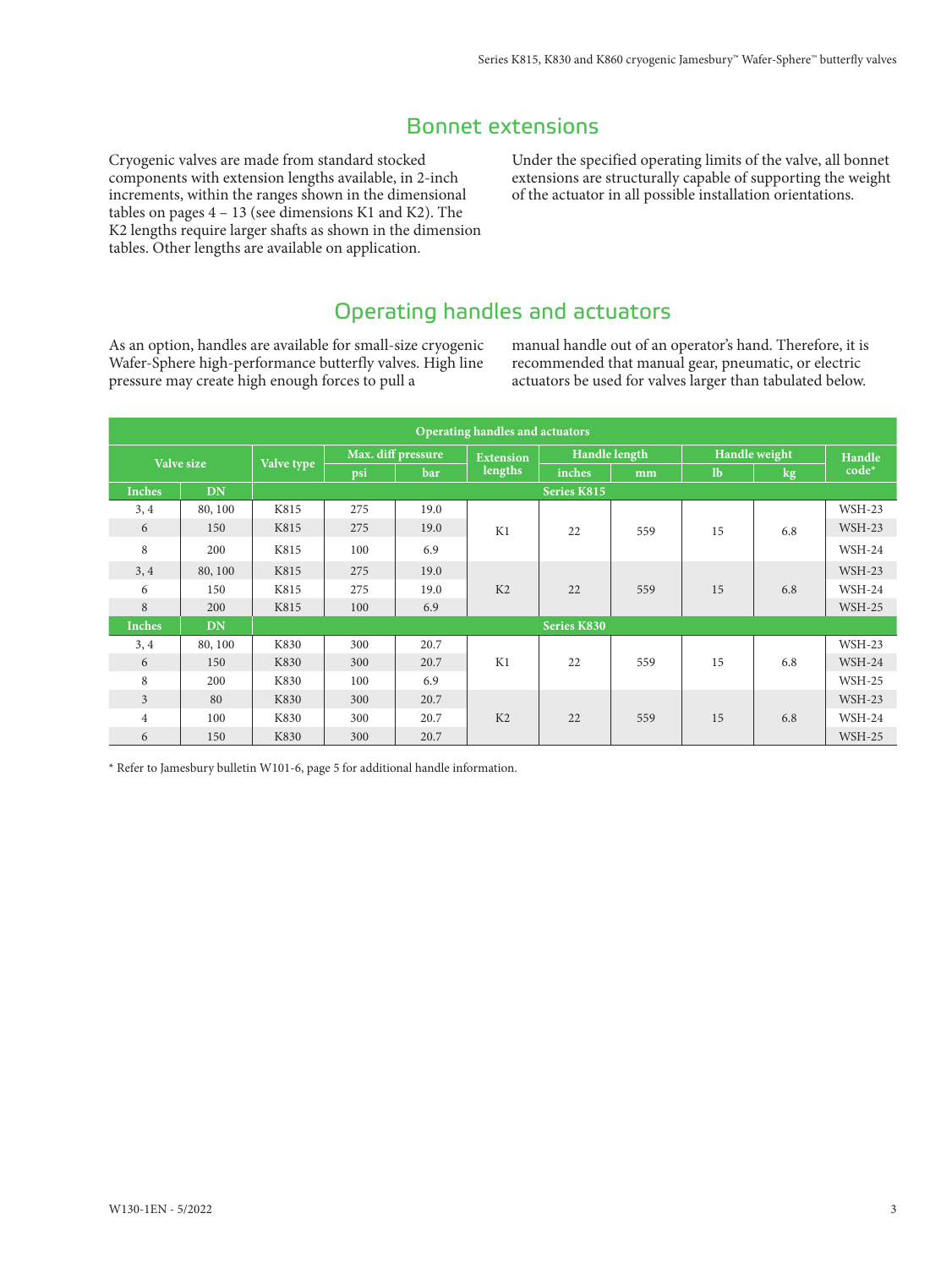## Bonnet extensions

Cryogenic valves are made from standard stocked components with extension lengths available, in 2-inch increments, within the ranges shown in the dimensional tables on pages 4 – 13 (see dimensions K1 and K2). The K2 lengths require larger shafts as shown in the dimension tables. Other lengths are available on application.

Under the specified operating limits of the valve, all bonnet extensions are structurally capable of supporting the weight of the actuator in all possible installation orientations.

## Operating handles and actuators

As an option, handles are available for small-size cryogenic Wafer-Sphere high-performance butterfly valves. High line pressure may create high enough forces to pull a manual handle out of an operator's hand. Therefore, it is recommended that manual gear, pneumatic, or electric actuators be used for valves larger than tabulated below.

| Operating handles and actuators | | | | | | | | | | |
|---|---|---|---|---|---|---|---|---|---|---|
| Valve size | | Valve type | Max. diff pressure | | Extension lengths | Handle length | | Handle weight | | Handle code* |
| | | | psi | bar | | inches | mm | lb | kg | |
| Inches | DN | Series K815 | | | | | | | | |
| 3, 4 | 80, 100 | K815 | 275 | 19.0 | K1 | 22 | 559 | 15 | 6.8 | WSH-23 |
| 6 | 150 | K815 | 275 | 19.0 | | | | | | WSH-23 |
| 8 | 200 | K815 | 100 | 6.9 | | | | | | WSH-24 |
| 3, 4 | 80, 100 | K815 | 275 | 19.0 | K2 | 22 | 559 | 15 | 6.8 | WSH-23 |
| 6 | 150 | K815 | 275 | 19.0 | | | | | | WSH-24 |
| 8 | 200 | K815 | 100 | 6.9 | | | | | | WSH-25 |
| Inches | DN | Series K830 | | | | | | | | |
| 3, 4 | 80, 100 | K830 | 300 | 20.7 | K1 | 22 | 559 | 15 | 6.8 | WSH-23 |
| 6 | 150 | K830 | 300 | 20.7 | | | | | | WSH-24 |
| 8 | 200 | K830 | 100 | 6.9 | | | | | | WSH-25 |
| 3 | 80 | K830 | 300 | 20.7 | K2 | 22 | 559 | 15 | 6.8 | WSH-23 |
| 4 | 100 | K830 | 300 | 20.7 | | | | | | WSH-24 |
| 6 | 150 | K830 | 300 | 20.7 | | | | | | WSH-25 |

* Refer to Jamesbury bulletin W101-6, page 5 for additional handle information.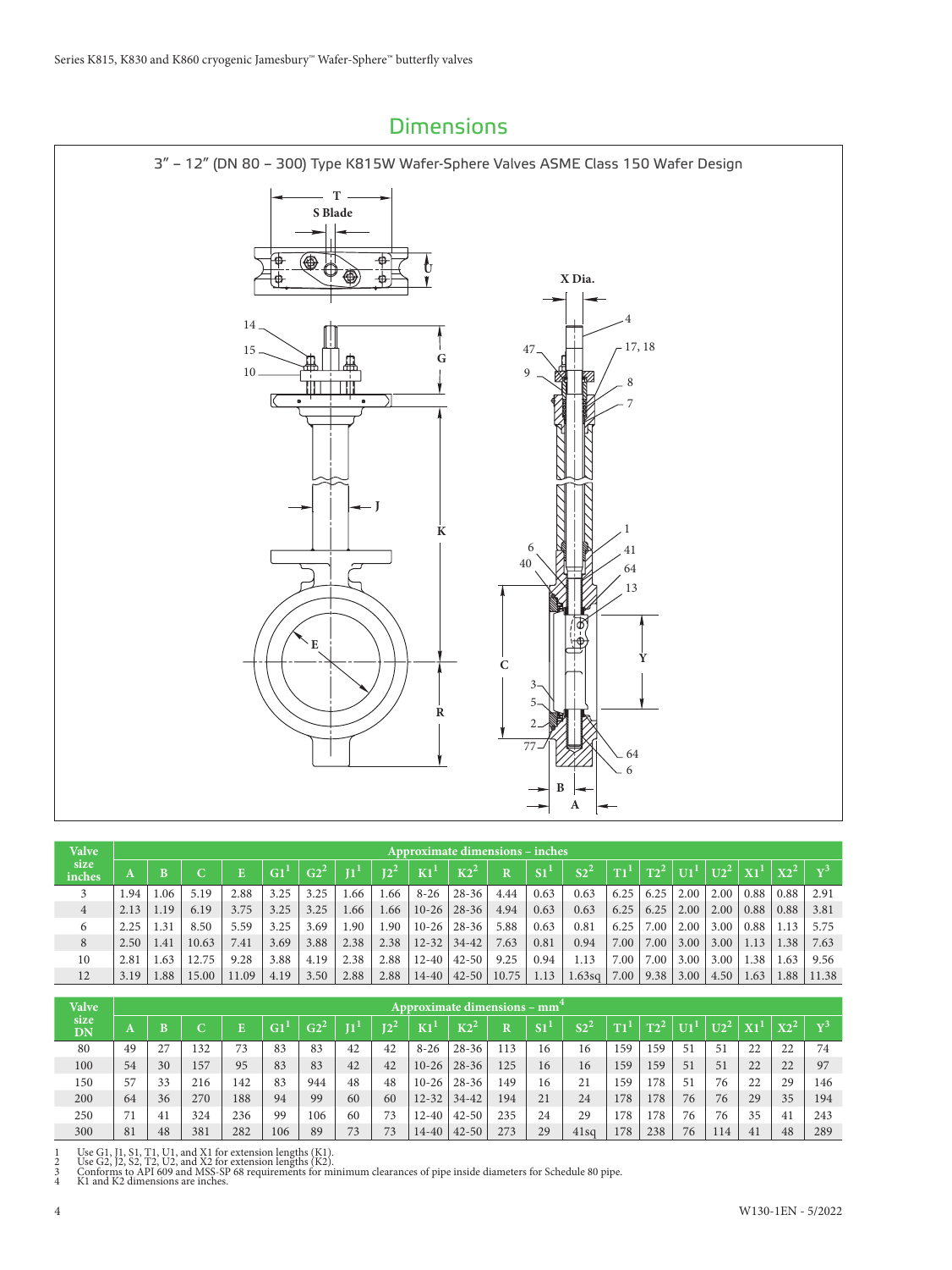## Dimensions

### 3" – 12" (DN 80 – 300) Type K815W Wafer-Sphere Valves ASME Class 150 Wafer Design

| Valve size inches | Approximate dimensions – inches | | | | | | | | | | | | | | | | | | | |
|---|---|---|---|---|---|---|---|---|---|---|---|---|---|---|---|---|---|---|---|---|
| | A | B | C | E | G1[1] | G2[2] | J1[1] | J2[2] | K1[1] | K2[2] | R | S1[1] | S2[2] | T1[1] | T2[2] | U1[1] | U2[2] | X1[1] | X2[2] | Y[3] |
| 3 | 1.94 | 1.06 | 5.19 | 2.88 | 3.25 | 3.25 | 1.66 | 1.66 | 8-26 | 28-36 | 4.44 | 0.63 | 0.63 | 6.25 | 6.25 | 2.00 | 2.00 | 0.88 | 0.88 | 2.91 |
| 4 | 2.13 | 1.19 | 6.19 | 3.75 | 3.25 | 3.25 | 1.66 | 1.66 | 10-26 | 28-36 | 4.94 | 0.63 | 0.63 | 6.25 | 6.25 | 2.00 | 2.00 | 0.88 | 0.88 | 3.81 |
| 6 | 2.25 | 1.31 | 8.50 | 5.59 | 3.25 | 3.69 | 1.90 | 1.90 | 10-26 | 28-36 | 5.88 | 0.63 | 0.81 | 6.25 | 7.00 | 2.00 | 3.00 | 0.88 | 1.13 | 5.75 |
| 8 | 2.50 | 1.41 | 10.63 | 7.41 | 3.69 | 3.88 | 2.38 | 2.38 | 12-32 | 34-42 | 7.63 | 0.81 | 0.94 | 7.00 | 7.00 | 3.00 | 3.00 | 1.13 | 1.38 | 7.63 |
| 10 | 2.81 | 1.63 | 12.75 | 9.28 | 3.88 | 4.19 | 2.38 | 2.88 | 12-40 | 42-50 | 9.25 | 0.94 | 1.13 | 7.00 | 7.00 | 3.00 | 3.00 | 1.38 | 1.63 | 9.56 |
| 12 | 3.19 | 1.88 | 15.00 | 11.09 | 4.19 | 3.50 | 2.88 | 2.88 | 14-40 | 42-50 | 10.75 | 1.13 | 1.63sq | 7.00 | 9.38 | 3.00 | 4.50 | 1.63 | 1.88 | 11.38 |

| Valve size DN | Approximate dimensions – mm[4] | | | | | | | | | | | | | | | | | | | |
|---|---|---|---|---|---|---|---|---|---|---|---|---|---|---|---|---|---|---|---|---|
| | A | B | C | E | G1[1] | G2[2] | J1[1] | J2[2] | K1[1] | K2[2] | R | S1[1] | S2[2] | T1[1] | T2[2] | U1[1] | U2[2] | X1[1] | X2[2] | Y[3] |
| 80 | 49 | 27 | 132 | 73 | 83 | 83 | 42 | 42 | 8-26 | 28-36 | 113 | 16 | 16 | 159 | 159 | 51 | 51 | 22 | 22 | 74 |
| 100 | 54 | 30 | 157 | 95 | 83 | 83 | 42 | 42 | 10-26 | 28-36 | 125 | 16 | 16 | 159 | 159 | 51 | 51 | 22 | 22 | 97 |
| 150 | 57 | 33 | 216 | 142 | 83 | 944 | 48 | 48 | 10-26 | 28-36 | 149 | 16 | 21 | 159 | 178 | 51 | 76 | 22 | 29 | 146 |
| 200 | 64 | 36 | 270 | 188 | 94 | 99 | 60 | 60 | 12-32 | 34-42 | 194 | 21 | 24 | 178 | 178 | 76 | 76 | 29 | 35 | 194 |
| 250 | 71 | 41 | 324 | 236 | 99 | 106 | 60 | 73 | 12-40 | 42-50 | 235 | 24 | 29 | 178 | 178 | 76 | 76 | 35 | 41 | 243 |
| 300 | 81 | 48 | 381 | 282 | 106 | 89 | 73 | 73 | 14-40 | 42-50 | 273 | 29 | 41sq | 178 | 238 | 76 | 114 | 41 | 48 | 289 |

1 Use G1, J1, S1, T1, U1, and X1 for extension lengths (K1).
2 Use G2, J2, S2, T2, U2, and X2 for extension lengths (K2).
3 Conforms to API 609 and MSS-SP 68 requirements for minimum clearances of pipe inside diameters for Schedule 80 pipe.
4 K1 and K2 dimensions are inches.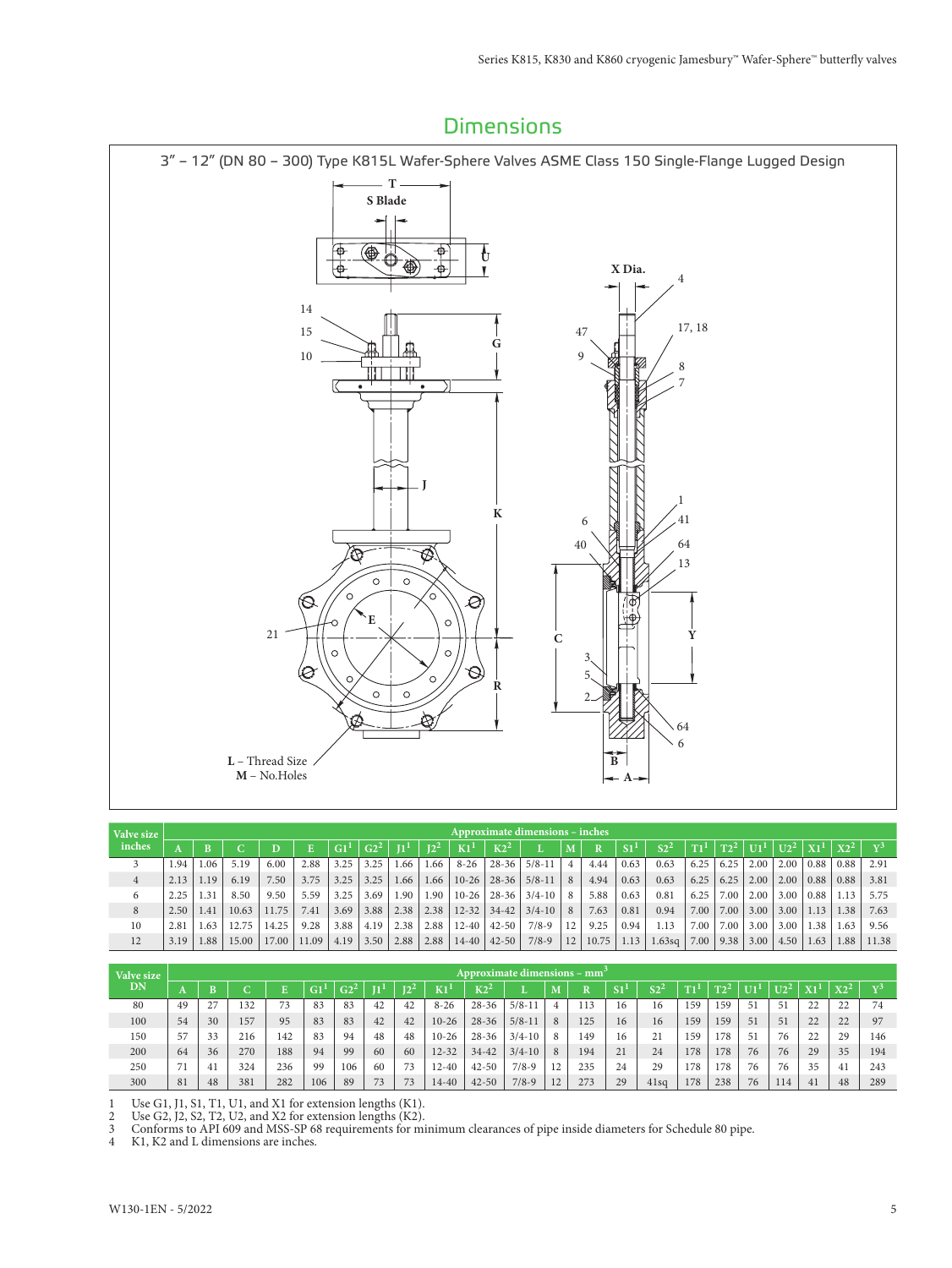## Dimensions

### 3" – 12" (DN 80 – 300) Type K815L Wafer-Sphere Valves ASME Class 150 Single-Flange Lugged Design

| Valve size inches | A | B | C | D | E | G1[1] | G2[2] | J1[1] | J2[2] | K1[1] | K2[2] | L | M | R | S1[1] | S2[2] | T1[1] | T2[2] | U1[1] | U2[2] | X1[1] | X2[2] | Y[3] |
|---|---|---|---|---|---|---|---|---|---|---|---|---|---|---|---|---|---|---|---|---|---|---|---|
| | Approximate dimensions – inches | | | | | | | | | | | | | | | | | | | | | | |
| 3 | 1.94 | 1.06 | 5.19 | 6.00 | 2.88 | 3.25 | 3.25 | 1.66 | 1.66 | 8-26 | 28-36 | 5/8-11 | 4 | 4.44 | 0.63 | 0.63 | 6.25 | 6.25 | 2.00 | 2.00 | 0.88 | 0.88 | 2.91 |
| 4 | 2.13 | 1.19 | 6.19 | 7.50 | 3.75 | 3.25 | 3.25 | 1.66 | 1.66 | 10-26 | 28-36 | 5/8-11 | 8 | 4.94 | 0.63 | 0.63 | 6.25 | 6.25 | 2.00 | 2.00 | 0.88 | 0.88 | 3.81 |
| 6 | 2.25 | 1.31 | 8.50 | 9.50 | 5.59 | 3.25 | 3.69 | 1.90 | 1.90 | 10-26 | 28-36 | 3/4-10 | 8 | 5.88 | 0.63 | 0.81 | 6.25 | 7.00 | 2.00 | 3.00 | 0.88 | 1.13 | 5.75 |
| 8 | 2.50 | 1.41 | 10.63 | 11.75 | 7.41 | 3.69 | 3.88 | 2.38 | 2.38 | 12-32 | 34-42 | 3/4-10 | 8 | 7.63 | 0.81 | 0.94 | 7.00 | 7.00 | 3.00 | 3.00 | 1.13 | 1.38 | 7.63 |
| 10 | 2.81 | 1.63 | 12.75 | 14.25 | 9.28 | 3.88 | 4.19 | 2.38 | 2.88 | 12-40 | 42-50 | 7/8-9 | 12 | 9.25 | 0.94 | 1.13 | 7.00 | 7.00 | 3.00 | 3.00 | 1.38 | 1.63 | 9.56 |
| 12 | 3.19 | 1.88 | 15.00 | 17.00 | 11.09 | 4.19 | 3.50 | 2.88 | 2.88 | 14-40 | 42-50 | 7/8-9 | 12 | 10.75 | 1.13 | 1.63sq | 7.00 | 9.38 | 3.00 | 4.50 | 1.63 | 1.88 | 11.38 |

| Valve size DN | A | B | C | E | G1[1] | G2[2] | J1[1] | J2[2] | K1[1] | K2[2] | L | M | R | S1[1] | S2[2] | T1[1] | T2[2] | U1[1] | U2[2] | X1[1] | X2[2] | Y[3] |
|---|---|---|---|---|---|---|---|---|---|---|---|---|---|---|---|---|---|---|---|---|---|---|
| | Approximate dimensions – mm[3] | | | | | | | | | | | | | | | | | | | | | |
| 80 | 49 | 27 | 132 | 73 | 83 | 83 | 42 | 42 | 8-26 | 28-36 | 5/8-11 | 4 | 113 | 16 | 16 | 159 | 159 | 51 | 51 | 22 | 22 | 74 |
| 100 | 54 | 30 | 157 | 95 | 83 | 83 | 42 | 42 | 10-26 | 28-36 | 5/8-11 | 8 | 125 | 16 | 16 | 159 | 159 | 51 | 51 | 22 | 22 | 97 |
| 150 | 57 | 33 | 216 | 142 | 83 | 94 | 48 | 48 | 10-26 | 28-36 | 3/4-10 | 8 | 149 | 16 | 21 | 159 | 178 | 51 | 76 | 22 | 29 | 146 |
| 200 | 64 | 36 | 270 | 188 | 94 | 99 | 60 | 60 | 12-32 | 34-42 | 3/4-10 | 8 | 194 | 21 | 24 | 178 | 178 | 76 | 76 | 29 | 35 | 194 |
| 250 | 71 | 41 | 324 | 236 | 99 | 106 | 60 | 73 | 12-40 | 42-50 | 7/8-9 | 12 | 235 | 24 | 29 | 178 | 178 | 76 | 76 | 35 | 41 | 243 |
| 300 | 81 | 48 | 381 | 282 | 106 | 89 | 73 | 73 | 14-40 | 42-50 | 7/8-9 | 12 | 273 | 29 | 41sq | 178 | 238 | 76 | 114 | 41 | 48 | 289 |

1 Use G1, J1, S1, T1, U1, and X1 for extension lengths (K1).
2 Use G2, J2, S2, T2, U2, and X2 for extension lengths (K2).
3 Conforms to API 609 and MSS-SP 68 requirements for minimum clearances of pipe inside diameters for Schedule 80 pipe.
4 K1, K2 and L dimensions are inches.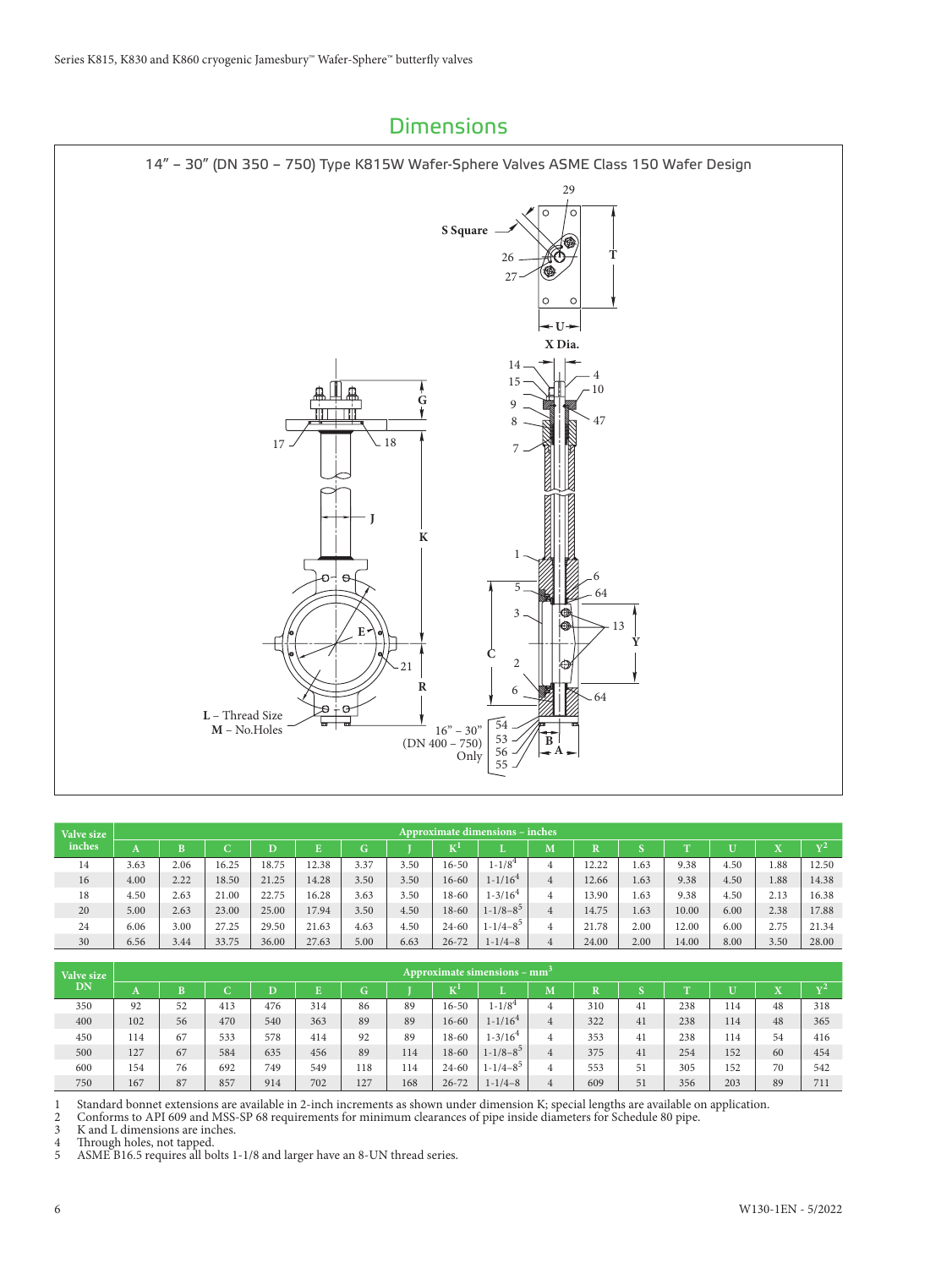## Dimensions

### 14" – 30" (DN 350 – 750) Type K815W Wafer-Sphere Valves ASME Class 150 Wafer Design

| Valve size inches | Approximate dimensions – inches | | | | | | | | | | | | | | | |
|---|---|---|---|---|---|---|---|---|---|---|---|---|---|---|---|---|
| | A | B | C | D | E | G | J | K[1] | L | M | R | S | T | U | X | Y[2] |
| 14 | 3.63 | 2.06 | 16.25 | 18.75 | 12.38 | 3.37 | 3.50 | 16-50 | 1-1/8[4] | 4 | 12.22 | 1.63 | 9.38 | 4.50 | 1.88 | 12.50 |
| 16 | 4.00 | 2.22 | 18.50 | 21.25 | 14.28 | 3.50 | 3.50 | 16-60 | 1-1/16[4] | 4 | 12.66 | 1.63 | 9.38 | 4.50 | 1.88 | 14.38 |
| 18 | 4.50 | 2.63 | 21.00 | 22.75 | 16.28 | 3.63 | 3.50 | 18-60 | 1-3/16[4] | 4 | 13.90 | 1.63 | 9.38 | 4.50 | 2.13 | 16.38 |
| 20 | 5.00 | 2.63 | 23.00 | 25.00 | 17.94 | 3.50 | 4.50 | 18-60 | 1-1/8–8[5] | 4 | 14.75 | 1.63 | 10.00 | 6.00 | 2.38 | 17.88 |
| 24 | 6.06 | 3.00 | 27.25 | 29.50 | 21.63 | 4.63 | 4.50 | 24-60 | 1-1/4–8[5] | 4 | 21.78 | 2.00 | 12.00 | 6.00 | 2.75 | 21.34 |
| 30 | 6.56 | 3.44 | 33.75 | 36.00 | 27.63 | 5.00 | 6.63 | 26-72 | 1-1/4–8 | 4 | 24.00 | 2.00 | 14.00 | 8.00 | 3.50 | 28.00 |

| Valve size DN | Approximate simensions – mm[3] | | | | | | | | | | | | | | | |
|---|---|---|---|---|---|---|---|---|---|---|---|---|---|---|---|---|
| | A | B | C | D | E | G | J | K[1] | L | M | R | S | T | U | X | Y[2] |
| 350 | 92 | 52 | 413 | 476 | 314 | 86 | 89 | 16-50 | 1-1/8[4] | 4 | 310 | 41 | 238 | 114 | 48 | 318 |
| 400 | 102 | 56 | 470 | 540 | 363 | 89 | 89 | 16-60 | 1-1/16[4] | 4 | 322 | 41 | 238 | 114 | 48 | 365 |
| 450 | 114 | 67 | 533 | 578 | 414 | 92 | 89 | 18-60 | 1-3/16[4] | 4 | 353 | 41 | 238 | 114 | 54 | 416 |
| 500 | 127 | 67 | 584 | 635 | 456 | 89 | 114 | 18-60 | 1-1/8–8[5] | 4 | 375 | 41 | 254 | 152 | 60 | 454 |
| 600 | 154 | 76 | 692 | 749 | 549 | 118 | 114 | 24-60 | 1-1/4–8[5] | 4 | 553 | 51 | 305 | 152 | 70 | 542 |
| 750 | 167 | 87 | 857 | 914 | 702 | 127 | 168 | 26-72 | 1-1/4–8 | 4 | 609 | 51 | 356 | 203 | 89 | 711 |

1 Standard bonnet extensions are available in 2-inch increments as shown under dimension K; special lengths are available on application.
2 Conforms to API 609 and MSS-SP 68 requirements for minimum clearances of pipe inside diameters for Schedule 80 pipe.
3 K and L dimensions are inches.
4 Through holes, not tapped.
5 ASME B16.5 requires all bolts 1-1/8 and larger have an 8-UN thread series.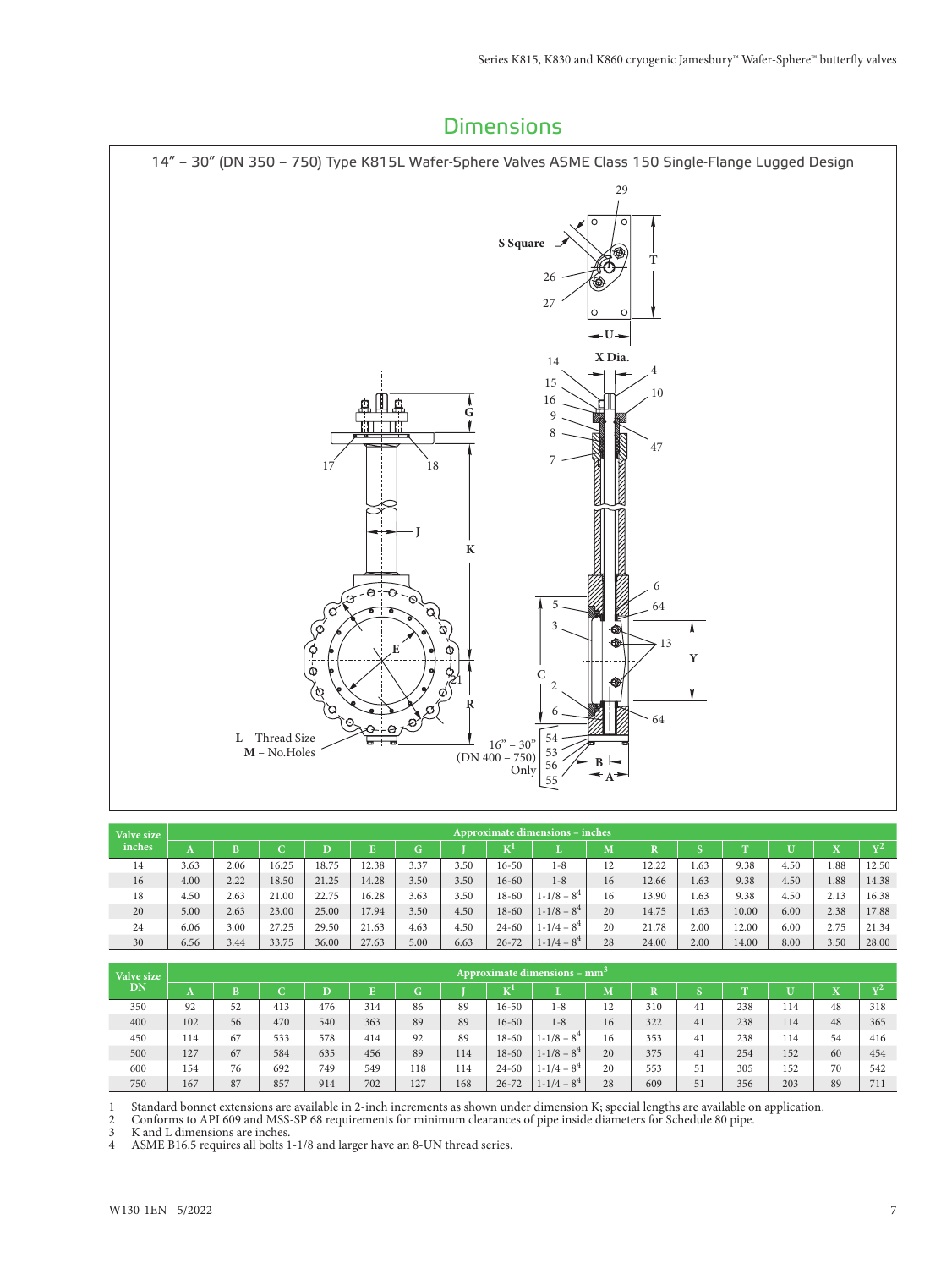## Dimensions

### 14" – 30" (DN 350 – 750) Type K815L Wafer-Sphere Valves ASME Class 150 Single-Flange Lugged Design

| Valve size inches | Approximate dimensions – inches | | | | | | | | | | | | | | | |
|---|---|---|---|---|---|---|---|---|---|---|---|---|---|---|---|---|
| | A | B | C | D | E | G | J | K[1] | L | M | R | S | T | U | X | Y[2] |
| 14 | 3.63 | 2.06 | 16.25 | 18.75 | 12.38 | 3.37 | 3.50 | 16-50 | 1-8 | 12 | 12.22 | 1.63 | 9.38 | 4.50 | 1.88 | 12.50 |
| 16 | 4.00 | 2.22 | 18.50 | 21.25 | 14.28 | 3.50 | 3.50 | 16-60 | 1-8 | 16 | 12.66 | 1.63 | 9.38 | 4.50 | 1.88 | 14.38 |
| 18 | 4.50 | 2.63 | 21.00 | 22.75 | 16.28 | 3.63 | 3.50 | 18-60 | 1-1/8 – 8[4] | 16 | 13.90 | 1.63 | 9.38 | 4.50 | 2.13 | 16.38 |
| 20 | 5.00 | 2.63 | 23.00 | 25.00 | 17.94 | 3.50 | 4.50 | 18-60 | 1-1/8 – 8[4] | 20 | 14.75 | 1.63 | 10.00 | 6.00 | 2.38 | 17.88 |
| 24 | 6.06 | 3.00 | 27.25 | 29.50 | 21.63 | 4.63 | 4.50 | 24-60 | 1-1/4 – 8[4] | 20 | 21.78 | 2.00 | 12.00 | 6.00 | 2.75 | 21.34 |
| 30 | 6.56 | 3.44 | 33.75 | 36.00 | 27.63 | 5.00 | 6.63 | 26-72 | 1-1/4 – 8[4] | 28 | 24.00 | 2.00 | 14.00 | 8.00 | 3.50 | 28.00 |

| Valve size DN | Approximate dimensions – mm[3] | | | | | | | | | | | | | | | |
|---|---|---|---|---|---|---|---|---|---|---|---|---|---|---|---|---|
| | A | B | C | D | E | G | J | K[1] | L | M | R | S | T | U | X | Y[2] |
| 350 | 92 | 52 | 413 | 476 | 314 | 86 | 89 | 16-50 | 1-8 | 12 | 310 | 41 | 238 | 114 | 48 | 318 |
| 400 | 102 | 56 | 470 | 540 | 363 | 89 | 89 | 16-60 | 1-8 | 16 | 322 | 41 | 238 | 114 | 48 | 365 |
| 450 | 114 | 67 | 533 | 578 | 414 | 92 | 89 | 18-60 | 1-1/8 – 8[4] | 16 | 353 | 41 | 238 | 114 | 54 | 416 |
| 500 | 127 | 67 | 584 | 635 | 456 | 89 | 114 | 18-60 | 1-1/8 – 8[4] | 20 | 375 | 41 | 254 | 152 | 60 | 454 |
| 600 | 154 | 76 | 692 | 749 | 549 | 118 | 114 | 24-60 | 1-1/4 – 8[4] | 20 | 553 | 51 | 305 | 152 | 70 | 542 |
| 750 | 167 | 87 | 857 | 914 | 702 | 127 | 168 | 26-72 | 1-1/4 – 8[4] | 28 | 609 | 51 | 356 | 203 | 89 | 711 |

1 Standard bonnet extensions are available in 2-inch increments as shown under dimension K; special lengths are available on application.
2 Conforms to API 609 and MSS-SP 68 requirements for minimum clearances of pipe inside diameters for Schedule 80 pipe.
3 K and L dimensions are inches.
4 ASME B16.5 requires all bolts 1-1/8 and larger have an 8-UN thread series.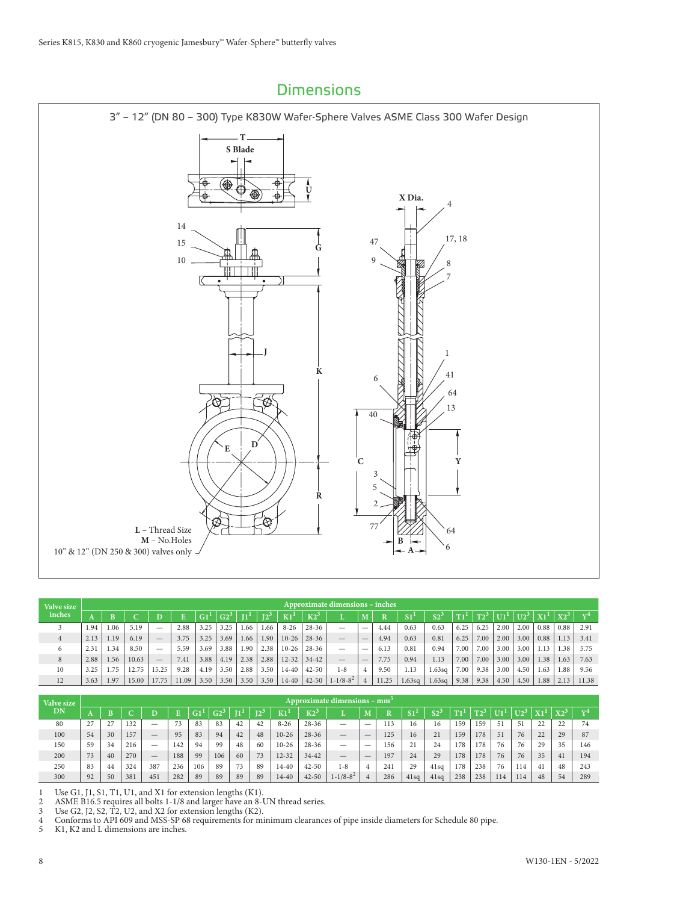## Dimensions

### 3" – 12" (DN 80 – 300) Type K830W Wafer-Sphere Valves ASME Class 300 Wafer Design

L – Thread Size
M – No.Holes
10" & 12" (DN 250 & 300) valves only

| Valve size inches | Approximate dimensions – inches | | | | | | | | | | | | | | | | | | | | | | |
|---|---|---|---|---|---|---|---|---|---|---|---|---|---|---|---|---|---|---|---|---|---|---|---|
| | A | B | C | D | E | G1[1] | G2[3] | J1[1] | J2[3] | K1[1] | K2[3] | L | M | R | S1[1] | S2[3] | T1[1] | T2[3] | U1[1] | U2[3] | X1[1] | X2[3] | Y[4] |
| 3 | 1.94 | 1.06 | 5.19 | — | 2.88 | 3.25 | 3.25 | 1.66 | 1.66 | 8-26 | 28-36 | — | — | 4.44 | 0.63 | 0.63 | 6.25 | 6.25 | 2.00 | 2.00 | 0.88 | 0.88 | 2.91 |
| 4 | 2.13 | 1.19 | 6.19 | — | 3.75 | 3.25 | 3.69 | 1.66 | 1.90 | 10-26 | 28-36 | — | — | 4.94 | 0.63 | 0.81 | 6.25 | 7.00 | 2.00 | 3.00 | 0.88 | 1.13 | 3.41 |
| 6 | 2.31 | 1.34 | 8.50 | — | 5.59 | 3.69 | 3.88 | 1.90 | 2.38 | 10-26 | 28-36 | — | — | 6.13 | 0.81 | 0.94 | 7.00 | 7.00 | 3.00 | 3.00 | 1.13 | 1.38 | 5.75 |
| 8 | 2.88 | 1.56 | 10.63 | — | 7.41 | 3.88 | 4.19 | 2.38 | 2.88 | 12-32 | 34-42 | — | — | 7.75 | 0.94 | 1.13 | 7.00 | 7.00 | 3.00 | 3.00 | 1.38 | 1.63 | 7.63 |
| 10 | 3.25 | 1.75 | 12.75 | 15.25 | 9.28 | 4.19 | 3.50 | 2.88 | 3.50 | 14-40 | 42-50 | 1-8 | 4 | 9.50 | 1.13 | 1.63sq | 7.00 | 9.38 | 3.00 | 4.50 | 1.63 | 1.88 | 9.56 |
| 12 | 3.63 | 1.97 | 15.00 | 17.75 | 11.09 | 3.50 | 3.50 | 3.50 | 3.50 | 14-40 | 42-50 | 1-1/8-8[2] | 4 | 11.25 | 1.63sq | 1.63sq | 9.38 | 9.38 | 4.50 | 4.50 | 1.88 | 2.13 | 11.38 |

| Valve size DN | Approximate dimensions – mm[5] | | | | | | | | | | | | | | | | | | | | | | |
|---|---|---|---|---|---|---|---|---|---|---|---|---|---|---|---|---|---|---|---|---|---|---|---|
| | A | B | C | D | E | G1[1] | G2[3] | J1[1] | J2[3] | K1[1] | K2[3] | L | M | R | S1[1] | S2[3] | T1[1] | T2[3] | U1[1] | U2[3] | X1[1] | X2[3] | Y[4] |
| 80 | 27 | 27 | 132 | — | 73 | 83 | 83 | 42 | 42 | 8-26 | 28-36 | — | — | 113 | 16 | 16 | 159 | 159 | 51 | 51 | 22 | 22 | 74 |
| 100 | 54 | 30 | 157 | — | 95 | 83 | 94 | 42 | 48 | 10-26 | 28-36 | — | — | 125 | 16 | 21 | 159 | 178 | 51 | 76 | 22 | 29 | 87 |
| 150 | 59 | 34 | 216 | — | 142 | 94 | 99 | 48 | 60 | 10-26 | 28-36 | — | — | 156 | 21 | 24 | 178 | 178 | 76 | 76 | 29 | 35 | 146 |
| 200 | 73 | 40 | 270 | — | 188 | 99 | 106 | 60 | 73 | 12-32 | 34-42 | — | — | 197 | 24 | 29 | 178 | 178 | 76 | 76 | 35 | 41 | 194 |
| 250 | 83 | 44 | 324 | 387 | 236 | 106 | 89 | 73 | 89 | 14-40 | 42-50 | 1-8 | 4 | 241 | 29 | 41sq | 178 | 238 | 76 | 114 | 41 | 48 | 243 |
| 300 | 92 | 50 | 381 | 451 | 282 | 89 | 89 | 89 | 89 | 14-40 | 42-50 | 1-1/8-8[2] | 4 | 286 | 41sq | 41sq | 238 | 238 | 114 | 114 | 48 | 54 | 289 |

1 Use G1, J1, S1, T1, U1, and X1 for extension lengths (K1).
2 ASME B16.5 requires all bolts 1-1/8 and larger have an 8-UN thread series.
3 Use G2, J2, S2, T2, U2, and X2 for extension lengths (K2).
4 Conforms to API 609 and MSS-SP 68 requirements for minimum clearances of pipe inside diameters for Schedule 80 pipe.
5 K1, K2 and L dimensions are inches.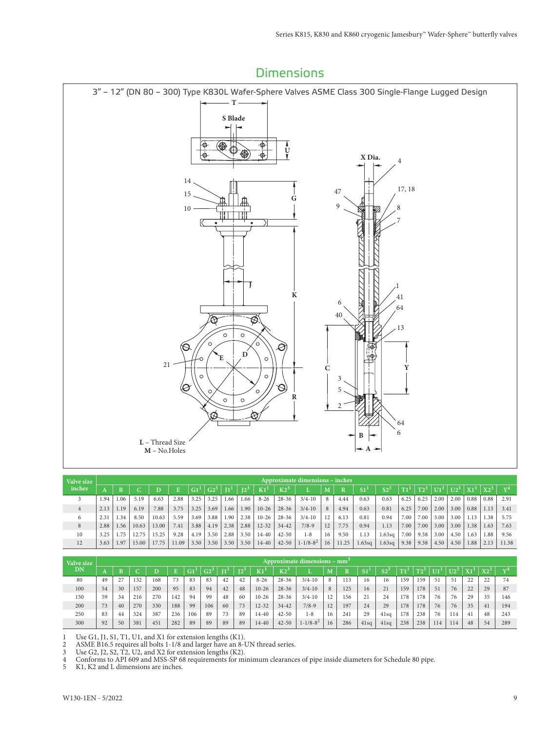## Dimensions

3″ – 12″ (DN 80 – 300) Type K830L Wafer-Sphere Valves ASME Class 300 Single-Flange Lugged Design

| Valve size inches | Approximate dimensions – inches | | | | | | | | | | | | | | | | | | | | | | |
|---|---|---|---|---|---|---|---|---|---|---|---|---|---|---|---|---|---|---|---|---|---|---|---|
| | A | B | C | D | E | G1[1] | G2[3] | J1[1] | J2[3] | K1[1] | K2[3] | L | M | R | S1[1] | S2[3] | T1[1] | T2[3] | U1[1] | U2[3] | X1[1] | X2[3] | Y[4] |
| 3 | 1.94 | 1.06 | 5.19 | 6.63 | 2.88 | 3.25 | 3.25 | 1.66 | 1.66 | 8-26 | 28-36 | 3/4-10 | 8 | 4.44 | 0.63 | 0.63 | 6.25 | 6.25 | 2.00 | 2.00 | 0.88 | 0.88 | 2.91 |
| 4 | 2.13 | 1.19 | 6.19 | 7.88 | 3.75 | 3.25 | 3.69 | 1.66 | 1.90 | 10-26 | 28-36 | 3/4-10 | 8 | 4.94 | 0.63 | 0.81 | 6.25 | 7.00 | 2.00 | 3.00 | 0.88 | 1.13 | 3.41 |
| 6 | 2.31 | 1.34 | 8.50 | 10.63 | 5.59 | 3.69 | 3.88 | 1.90 | 2.38 | 10-26 | 28-36 | 3/4-10 | 12 | 6.13 | 0.81 | 0.94 | 7.00 | 7.00 | 3.00 | 3.00 | 1.13 | 1.38 | 5.75 |
| 8 | 2.88 | 1.56 | 10.63 | 13.00 | 7.41 | 3.88 | 4.19 | 2.38 | 2.88 | 12-32 | 34-42 | 7/8-9 | 12 | 7.75 | 0.94 | 1.13 | 7.00 | 7.00 | 3.00 | 3.00 | 1.38 | 1.63 | 7.63 |
| 10 | 3.25 | 1.75 | 12.75 | 15.25 | 9.28 | 4.19 | 3.50 | 2.88 | 3.50 | 14-40 | 42-50 | 1-8 | 16 | 9.50 | 1.13 | 1.63sq | 7.00 | 9.38 | 3.00 | 4.50 | 1.63 | 1.88 | 9.56 |
| 12 | 3.63 | 1.97 | 15.00 | 17.75 | 11.09 | 3.50 | 3.50 | 3.50 | 3.50 | 14-40 | 42-50 | 1-1/8-8[2] | 16 | 11.25 | 1.63sq | 1.63sq | 9.38 | 9.38 | 4.50 | 4.50 | 1.88 | 2.13 | 11.38 |

| Valve size DN | Approximate dimensions – mm[5] | | | | | | | | | | | | | | | | | | | | | | |
|---|---|---|---|---|---|---|---|---|---|---|---|---|---|---|---|---|---|---|---|---|---|---|---|
| | A | B | C | D | E | G1[1] | G2[3] | J1[1] | J2[3] | K1[1] | K2[3] | L | M | R | S1[1] | S2[3] | T1[1] | T2[3] | U1[1] | U2[3] | X1[1] | X2[3] | Y[4] |
| 80 | 49 | 27 | 132 | 168 | 73 | 83 | 83 | 42 | 42 | 8-26 | 28-36 | 3/4-10 | 8 | 113 | 16 | 16 | 159 | 159 | 51 | 51 | 22 | 22 | 74 |
| 100 | 54 | 30 | 157 | 200 | 95 | 83 | 94 | 42 | 48 | 10-26 | 28-36 | 3/4-10 | 8 | 125 | 16 | 21 | 159 | 178 | 51 | 76 | 22 | 29 | 87 |
| 150 | 59 | 34 | 216 | 270 | 142 | 94 | 99 | 48 | 60 | 10-26 | 28-36 | 3/4-10 | 12 | 156 | 21 | 24 | 178 | 178 | 76 | 76 | 29 | 35 | 146 |
| 200 | 73 | 40 | 270 | 330 | 188 | 99 | 106 | 60 | 73 | 12-32 | 34-42 | 7/8-9 | 12 | 197 | 24 | 29 | 178 | 178 | 76 | 76 | 35 | 41 | 194 |
| 250 | 83 | 44 | 324 | 387 | 236 | 106 | 89 | 73 | 89 | 14-40 | 42-50 | 1-8 | 16 | 241 | 29 | 41sq | 178 | 238 | 76 | 114 | 41 | 48 | 243 |
| 300 | 92 | 50 | 381 | 451 | 282 | 89 | 89 | 89 | 89 | 14-40 | 42-50 | 1-1/8-8[2] | 16 | 286 | 41sq | 41sq | 238 | 238 | 114 | 114 | 48 | 54 | 289 |

1. Use G1, J1, S1, T1, U1, and X1 for extension lengths (K1).
2. ASME B16.5 requires all bolts 1-1/8 and larger have an 8-UN thread series.
3. Use G2, J2, S2, T2, U2, and X2 for extension lengths (K2).
4. Conforms to API 609 and MSS-SP 68 requirements for minimum clearances of pipe inside diameters for Schedule 80 pipe.
5. K1, K2 and L dimensions are inches.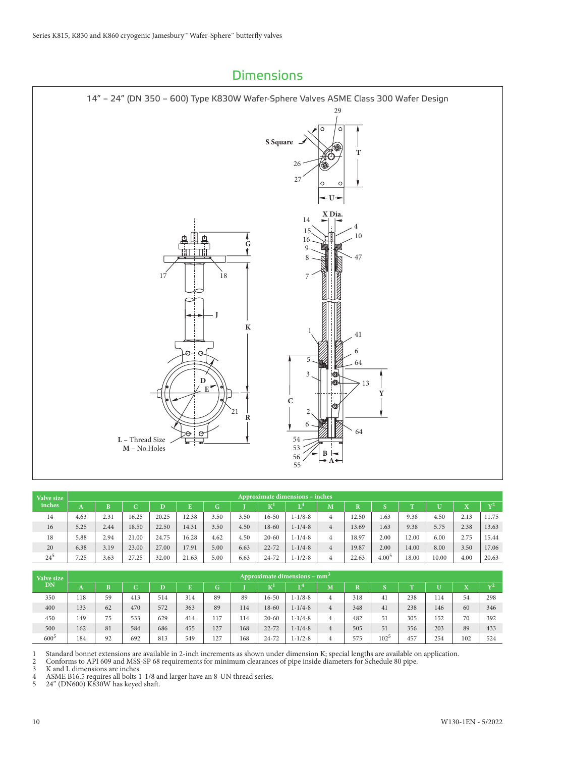## Dimensions

### 14" – 24" (DN 350 – 600) Type K830W Wafer-Sphere Valves ASME Class 300 Wafer Design

| Valve size inches | Approximate dimensions – inches | | | | | | | | | | | | | | | |
|---|---|---|---|---|---|---|---|---|---|---|---|---|---|---|---|---|
| | A | B | C | D | E | G | J | K[1] | L[4] | M | R | S | T | U | X | Y[2] |
| 14 | 4.63 | 2.31 | 16.25 | 20.25 | 12.38 | 3.50 | 3.50 | 16-50 | 1-1/8-8 | 4 | 12.50 | 1.63 | 9.38 | 4.50 | 2.13 | 11.75 |
| 16 | 5.25 | 2.44 | 18.50 | 22.50 | 14.31 | 3.50 | 4.50 | 18-60 | 1-1/4-8 | 4 | 13.69 | 1.63 | 9.38 | 5.75 | 2.38 | 13.63 |
| 18 | 5.88 | 2.94 | 21.00 | 24.75 | 16.28 | 4.62 | 4.50 | 20-60 | 1-1/4-8 | 4 | 18.97 | 2.00 | 12.00 | 6.00 | 2.75 | 15.44 |
| 20 | 6.38 | 3.19 | 23.00 | 27.00 | 17.91 | 5.00 | 6.63 | 22-72 | 1-1/4-8 | 4 | 19.87 | 2.00 | 14.00 | 8.00 | 3.50 | 17.06 |
| 24[5] | 7.25 | 3.63 | 27.25 | 32.00 | 21.63 | 5.00 | 6.63 | 24-72 | 1-1/2-8 | 4 | 22.63 | 4.00[5] | 18.00 | 10.00 | 4.00 | 20.63 |

| Valve size DN | Approximate dimensions – mm[3] | | | | | | | | | | | | | | | |
|---|---|---|---|---|---|---|---|---|---|---|---|---|---|---|---|---|
| | A | B | C | D | E | G | J | K[1] | L[4] | M | R | S | T | U | X | Y[2] |
| 350 | 118 | 59 | 413 | 514 | 314 | 89 | 89 | 16-50 | 1-1/8-8 | 4 | 318 | 41 | 238 | 114 | 54 | 298 |
| 400 | 133 | 62 | 470 | 572 | 363 | 89 | 114 | 18-60 | 1-1/4-8 | 4 | 348 | 41 | 238 | 146 | 60 | 346 |
| 450 | 149 | 75 | 533 | 629 | 414 | 117 | 114 | 20-60 | 1-1/4-8 | 4 | 482 | 51 | 305 | 152 | 70 | 392 |
| 500 | 162 | 81 | 584 | 686 | 455 | 127 | 168 | 22-72 | 1-1/4-8 | 4 | 505 | 51 | 356 | 203 | 89 | 433 |
| 600[5] | 184 | 92 | 692 | 813 | 549 | 127 | 168 | 24-72 | 1-1/2-8 | 4 | 575 | 102[5] | 457 | 254 | 102 | 524 |

1 Standard bonnet extensions are available in 2-inch increments as shown under dimension K; special lengths are available on application.
2 Conforms to API 609 and MSS-SP 68 requirements for minimum clearances of pipe inside diameters for Schedule 80 pipe.
3 K and L dimensions are inches.
4 ASME B16.5 requires all bolts 1-1/8 and larger have an 8-UN thread series.
5 24" (DN600) K830W has keyed shaft.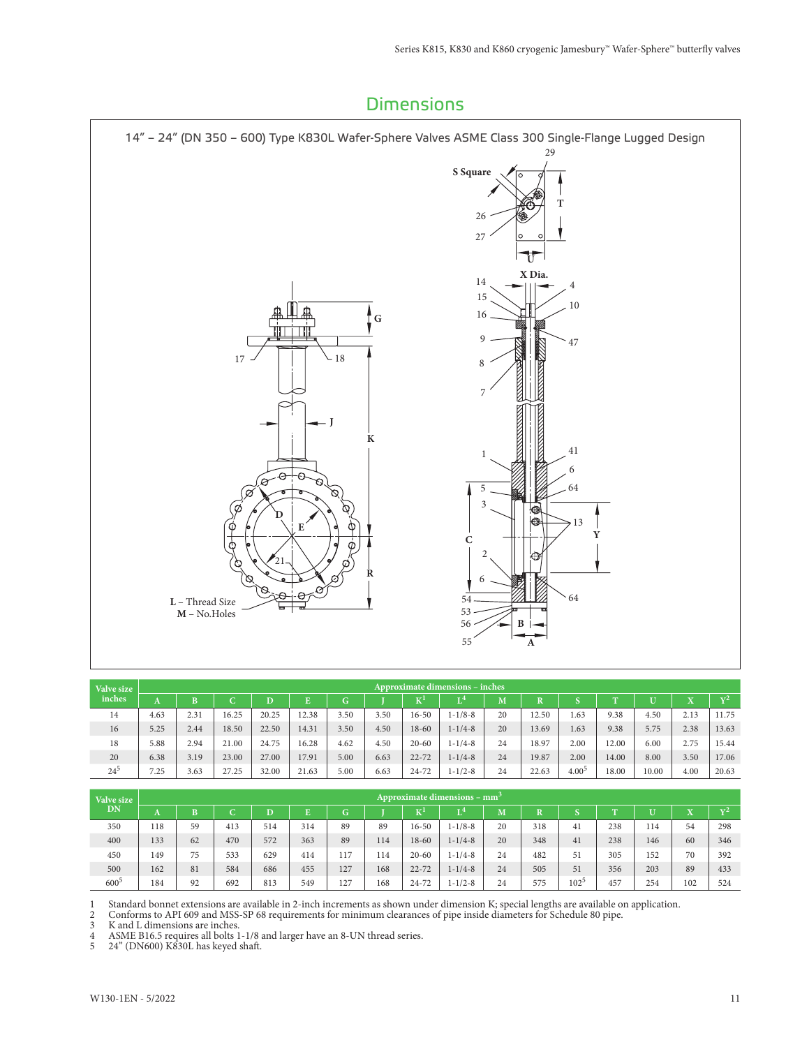## Dimensions

### 14" – 24" (DN 350 – 600) Type K830L Wafer-Sphere Valves ASME Class 300 Single-Flange Lugged Design

| Valve size inches | Approximate dimensions – inches | | | | | | | | | | | | | | | |
|---|---|---|---|---|---|---|---|---|---|---|---|---|---|---|---|---|
| | A | B | C | D | E | G | J | K[1] | L[4] | M | R | S | T | U | X | Y[2] |
| 14 | 4.63 | 2.31 | 16.25 | 20.25 | 12.38 | 3.50 | 3.50 | 16-50 | 1-1/8-8 | 20 | 12.50 | 1.63 | 9.38 | 4.50 | 2.13 | 11.75 |
| 16 | 5.25 | 2.44 | 18.50 | 22.50 | 14.31 | 3.50 | 4.50 | 18-60 | 1-1/4-8 | 20 | 13.69 | 1.63 | 9.38 | 5.75 | 2.38 | 13.63 |
| 18 | 5.88 | 2.94 | 21.00 | 24.75 | 16.28 | 4.62 | 4.50 | 20-60 | 1-1/4-8 | 24 | 18.97 | 2.00 | 12.00 | 6.00 | 2.75 | 15.44 |
| 20 | 6.38 | 3.19 | 23.00 | 27.00 | 17.91 | 5.00 | 6.63 | 22-72 | 1-1/4-8 | 24 | 19.87 | 2.00 | 14.00 | 8.00 | 3.50 | 17.06 |
| 24[5] | 7.25 | 3.63 | 27.25 | 32.00 | 21.63 | 5.00 | 6.63 | 24-72 | 1-1/2-8 | 24 | 22.63 | 4.00[5] | 18.00 | 10.00 | 4.00 | 20.63 |

| Valve size DN | Approximate dimensions – mm[3] | | | | | | | | | | | | | | | |
|---|---|---|---|---|---|---|---|---|---|---|---|---|---|---|---|---|
| | A | B | C | D | E | G | J | K[1] | L[4] | M | R | S | T | U | X | Y[2] |
| 350 | 118 | 59 | 413 | 514 | 314 | 89 | 89 | 16-50 | 1-1/8-8 | 20 | 318 | 41 | 238 | 114 | 54 | 298 |
| 400 | 133 | 62 | 470 | 572 | 363 | 89 | 114 | 18-60 | 1-1/4-8 | 20 | 348 | 41 | 238 | 146 | 60 | 346 |
| 450 | 149 | 75 | 533 | 629 | 414 | 117 | 114 | 20-60 | 1-1/4-8 | 24 | 482 | 51 | 305 | 152 | 70 | 392 |
| 500 | 162 | 81 | 584 | 686 | 455 | 127 | 168 | 22-72 | 1-1/4-8 | 24 | 505 | 51 | 356 | 203 | 89 | 433 |
| 600[5] | 184 | 92 | 692 | 813 | 549 | 127 | 168 | 24-72 | 1-1/2-8 | 24 | 575 | 102[5] | 457 | 254 | 102 | 524 |

1. Standard bonnet extensions are available in 2-inch increments as shown under dimension K; special lengths are available on application.
2. Conforms to API 609 and MSS-SP 68 requirements for minimum clearances of pipe inside diameters for Schedule 80 pipe.
3. K and L dimensions are inches.
4. ASME B16.5 requires all bolts 1-1/8 and larger have an 8-UN thread series.
5. 24" (DN600) K830L has keyed shaft.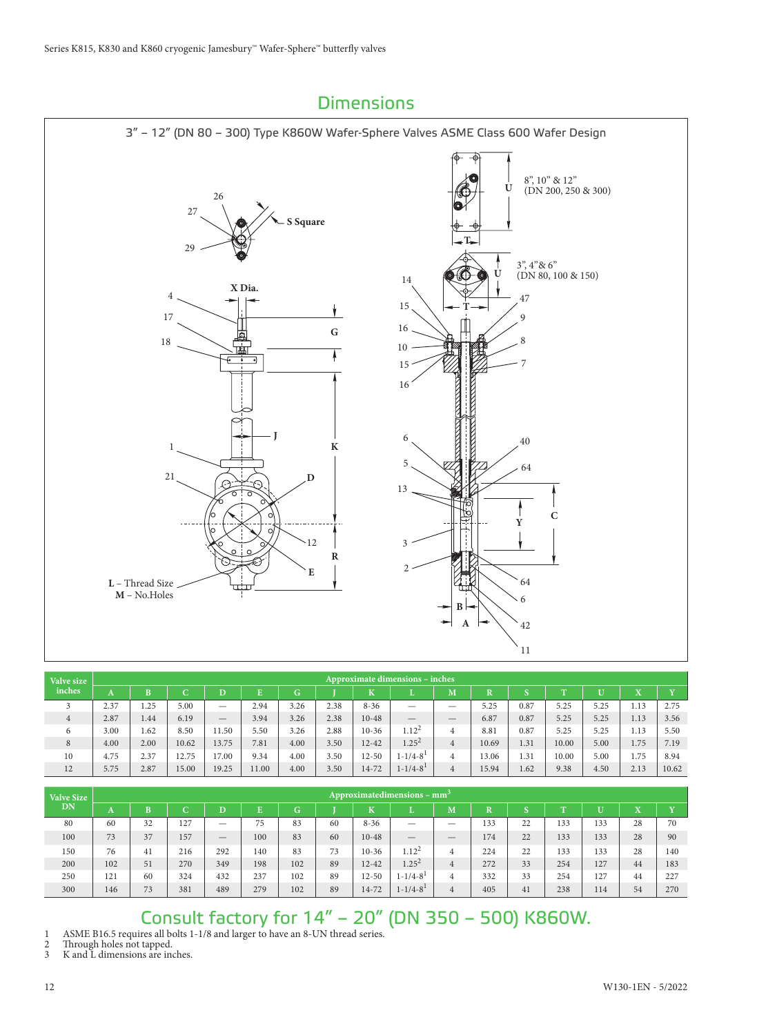# Dimensions

## 3" – 12" (DN 80 – 300) Type K860W Wafer-Sphere Valves ASME Class 600 Wafer Design

| Valve size inches | Approximate dimensions – inches | | | | | | | | | | | | | | | |
|---|---|---|---|---|---|---|---|---|---|---|---|---|---|---|---|---|
| | A | B | C | D | E | G | J | K | L | M | R | S | T | U | X | Y |
| 3 | 2.37 | 1.25 | 5.00 | — | 2.94 | 3.26 | 2.38 | 8-36 | — | — | 5.25 | 0.87 | 5.25 | 5.25 | 1.13 | 2.75 |
| 4 | 2.87 | 1.44 | 6.19 | — | 3.94 | 3.26 | 2.38 | 10-48 | — | — | 6.87 | 0.87 | 5.25 | 5.25 | 1.13 | 3.56 |
| 6 | 3.00 | 1.62 | 8.50 | 11.50 | 5.50 | 3.26 | 2.88 | 10-36 | 1.12[2] | 4 | 8.81 | 0.87 | 5.25 | 5.25 | 1.13 | 5.50 |
| 8 | 4.00 | 2.00 | 10.62 | 13.75 | 7.81 | 4.00 | 3.50 | 12-42 | 1.25[2] | 4 | 10.69 | 1.31 | 10.00 | 5.00 | 1.75 | 7.19 |
| 10 | 4.75 | 2.37 | 12.75 | 17.00 | 9.34 | 4.00 | 3.50 | 12-50 | 1-1/4-8[1] | 4 | 13.06 | 1.31 | 10.00 | 5.00 | 1.75 | 8.94 |
| 12 | 5.75 | 2.87 | 15.00 | 19.25 | 11.00 | 4.00 | 3.50 | 14-72 | 1-1/4-8[1] | 4 | 15.94 | 1.62 | 9.38 | 4.50 | 2.13 | 10.62 |

| Valve Size DN | Approximatedimensions – mm[3] | | | | | | | | | | | | | | | |
|---|---|---|---|---|---|---|---|---|---|---|---|---|---|---|---|---|
| | A | B | C | D | E | G | J | K | L | M | R | S | T | U | X | Y |
| 80 | 60 | 32 | 127 | — | 75 | 83 | 60 | 8-36 | — | — | 133 | 22 | 133 | 133 | 28 | 70 |
| 100 | 73 | 37 | 157 | — | 100 | 83 | 60 | 10-48 | — | — | 174 | 22 | 133 | 133 | 28 | 90 |
| 150 | 76 | 41 | 216 | 292 | 140 | 83 | 73 | 10-36 | 1.12[2] | 4 | 224 | 22 | 133 | 133 | 28 | 140 |
| 200 | 102 | 51 | 270 | 349 | 198 | 102 | 89 | 12-42 | 1.25[2] | 4 | 272 | 33 | 254 | 127 | 44 | 183 |
| 250 | 121 | 60 | 324 | 432 | 237 | 102 | 89 | 12-50 | 1-1/4-8[1] | 4 | 332 | 33 | 254 | 127 | 44 | 227 |
| 300 | 146 | 73 | 381 | 489 | 279 | 102 | 89 | 14-72 | 1-1/4-8[1] | 4 | 405 | 41 | 238 | 114 | 54 | 270 |

## Consult factory for 14" – 20" (DN 350 – 500) K860W.

1 ASME B16.5 requires all bolts 1-1/8 and larger to have an 8-UN thread series.
2 Through holes not tapped.
3 K and L dimensions are inches.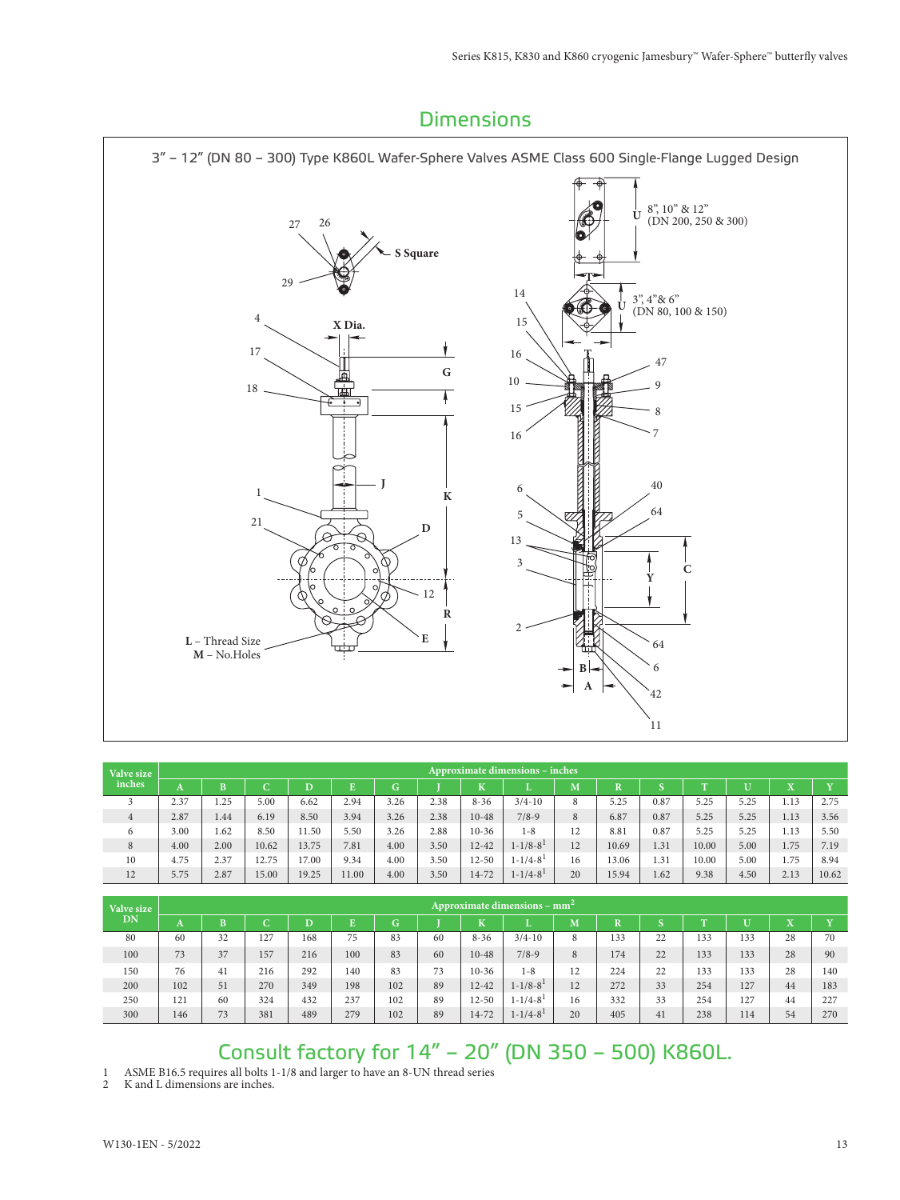## Dimensions

### 3" – 12" (DN 80 – 300) Type K860L Wafer-Sphere Valves ASME Class 600 Single-Flange Lugged Design

| Valve size inches | Approximate dimensions – inches | | | | | | | | | | | | | | |
|---|---|---|---|---|---|---|---|---|---|---|---|---|---|---|---|
| | A | B | C | D | E | G | J | K | L | M | R | S | T | U | X | Y |
| 3 | 2.37 | 1.25 | 5.00 | 6.62 | 2.94 | 3.26 | 2.38 | 8-36 | 3/4-10 | 8 | 5.25 | 0.87 | 5.25 | 5.25 | 1.13 | 2.75 |
| 4 | 2.87 | 1.44 | 6.19 | 8.50 | 3.94 | 3.26 | 2.38 | 10-48 | 7/8-9 | 8 | 6.87 | 0.87 | 5.25 | 5.25 | 1.13 | 3.56 |
| 6 | 3.00 | 1.62 | 8.50 | 11.50 | 5.50 | 3.26 | 2.88 | 10-36 | 1-8 | 12 | 8.81 | 0.87 | 5.25 | 5.25 | 1.13 | 5.50 |
| 8 | 4.00 | 2.00 | 10.62 | 13.75 | 7.81 | 4.00 | 3.50 | 12-42 | 1-1/8-8[1] | 12 | 10.69 | 1.31 | 10.00 | 5.00 | 1.75 | 7.19 |
| 10 | 4.75 | 2.37 | 12.75 | 17.00 | 9.34 | 4.00 | 3.50 | 12-50 | 1-1/4-8[1] | 16 | 13.06 | 1.31 | 10.00 | 5.00 | 1.75 | 8.94 |
| 12 | 5.75 | 2.87 | 15.00 | 19.25 | 11.00 | 4.00 | 3.50 | 14-72 | 1-1/4-8[1] | 20 | 15.94 | 1.62 | 9.38 | 4.50 | 2.13 | 10.62 |

| Valve size DN | Approximate dimensions – mm[2] | | | | | | | | | | | | | | |
|---|---|---|---|---|---|---|---|---|---|---|---|---|---|---|---|
| | A | B | C | D | E | G | J | K | L | M | R | S | T | U | X | Y |
| 80 | 60 | 32 | 127 | 168 | 75 | 83 | 60 | 8-36 | 3/4-10 | 8 | 133 | 22 | 133 | 133 | 28 | 70 |
| 100 | 73 | 37 | 157 | 216 | 100 | 83 | 60 | 10-48 | 7/8-9 | 8 | 174 | 22 | 133 | 133 | 28 | 90 |
| 150 | 76 | 41 | 216 | 292 | 140 | 83 | 73 | 10-36 | 1-8 | 12 | 224 | 22 | 133 | 133 | 28 | 140 |
| 200 | 102 | 51 | 270 | 349 | 198 | 102 | 89 | 12-42 | 1-1/8-8[1] | 12 | 272 | 33 | 254 | 127 | 44 | 183 |
| 250 | 121 | 60 | 324 | 432 | 237 | 102 | 89 | 12-50 | 1-1/4-8[1] | 16 | 332 | 33 | 254 | 127 | 44 | 227 |
| 300 | 146 | 73 | 381 | 489 | 279 | 102 | 89 | 14-72 | 1-1/4-8[1] | 20 | 405 | 41 | 238 | 114 | 54 | 270 |

## Consult factory for 14" – 20" (DN 350 – 500) K860L.

1 ASME B16.5 requires all bolts 1-1/8 and larger to have an 8-UN thread series

2 K and L dimensions are inches.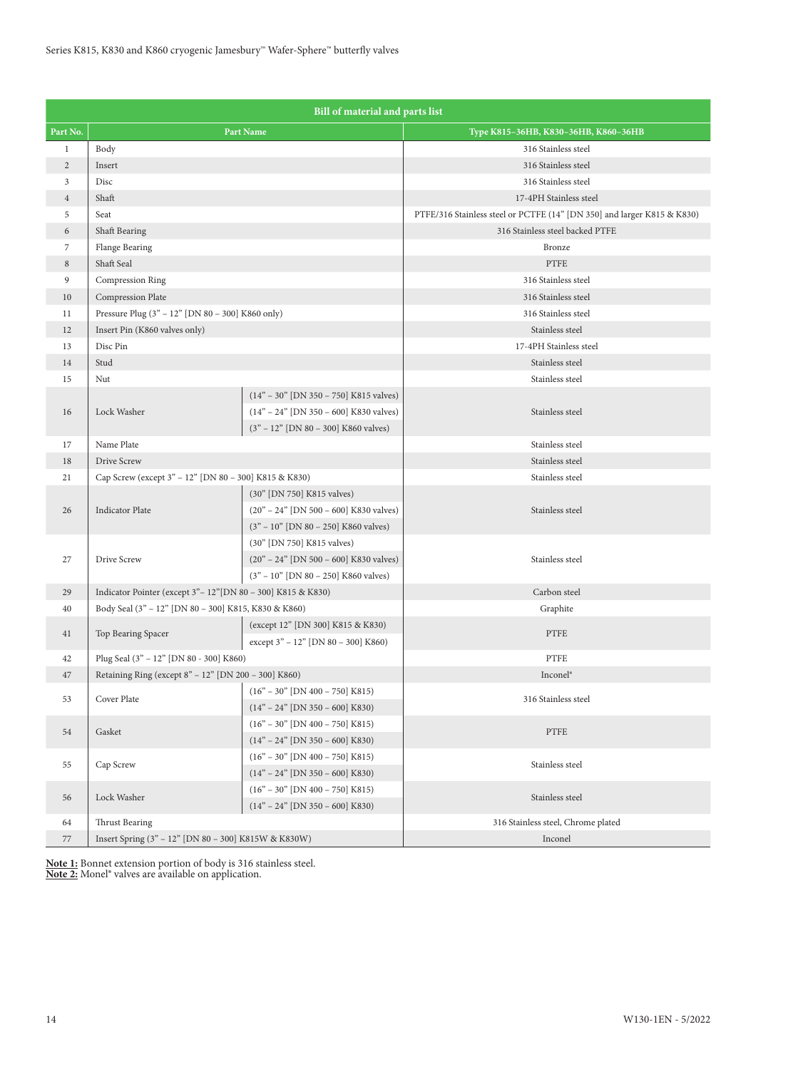| Bill of material and parts list | | | |
|---|---|---|---|
| Part No. | Part Name | | Type K815–36HB, K830–36HB, K860–36HB |
| 1 | Body | | 316 Stainless steel |
| 2 | Insert | | 316 Stainless steel |
| 3 | Disc | | 316 Stainless steel |
| 4 | Shaft | | 17-4PH Stainless steel |
| 5 | Seat | | PTFE/316 Stainless steel or PCTFE (14" [DN 350] and larger K815 & K830) |
| 6 | Shaft Bearing | | 316 Stainless steel backed PTFE |
| 7 | Flange Bearing | | Bronze |
| 8 | Shaft Seal | | PTFE |
| 9 | Compression Ring | | 316 Stainless steel |
| 10 | Compression Plate | | 316 Stainless steel |
| 11 | Pressure Plug (3" – 12" [DN 80 – 300] K860 only) | | 316 Stainless steel |
| 12 | Insert Pin (K860 valves only) | | Stainless steel |
| 13 | Disc Pin | | 17-4PH Stainless steel |
| 14 | Stud | | Stainless steel |
| 15 | Nut | | Stainless steel |
| 16 | Lock Washer | (14" – 30" [DN 350 – 750] K815 valves)<br>(14" – 24" [DN 350 – 600] K830 valves)<br>(3" – 12" [DN 80 – 300] K860 valves) | Stainless steel |
| 17 | Name Plate | | Stainless steel |
| 18 | Drive Screw | | Stainless steel |
| 21 | Cap Screw (except 3" – 12" [DN 80 – 300] K815 & K830) | | Stainless steel |
| 26 | Indicator Plate | (30" [DN 750] K815 valves)<br>(20" – 24" [DN 500 – 600] K830 valves)<br>(3" – 10" [DN 80 – 250] K860 valves) | Stainless steel |
| 27 | Drive Screw | (30" [DN 750] K815 valves)<br>(20" – 24" [DN 500 – 600] K830 valves)<br>(3" – 10" [DN 80 – 250] K860 valves) | Stainless steel |
| 29 | Indicator Pointer (except 3"– 12"[DN 80 – 300] K815 & K830) | | Carbon steel |
| 40 | Body Seal (3" – 12" [DN 80 – 300] K815, K830 & K860) | | Graphite |
| 41 | Top Bearing Spacer | (except 12" [DN 300] K815 & K830)<br>except 3" – 12" [DN 80 – 300] K860) | PTFE |
| 42 | Plug Seal (3" – 12" [DN 80 - 300] K860) | | PTFE |
| 47 | Retaining Ring (except 8" – 12" [DN 200 – 300] K860) | | Inconel® |
| 53 | Cover Plate | (16" – 30" [DN 400 – 750] K815)<br>(14" – 24" [DN 350 – 600] K830) | 316 Stainless steel |
| 54 | Gasket | (16" – 30" [DN 400 – 750] K815)<br>(14" – 24" [DN 350 – 600] K830) | PTFE |
| 55 | Cap Screw | (16" – 30" [DN 400 – 750] K815)<br>(14" – 24" [DN 350 – 600] K830) | Stainless steel |
| 56 | Lock Washer | (16" – 30" [DN 400 – 750] K815)<br>(14" – 24" [DN 350 – 600] K830) | Stainless steel |
| 64 | Thrust Bearing | | 316 Stainless steel, Chrome plated |
| 77 | Insert Spring (3" – 12" [DN 80 – 300] K815W & K830W) | | Inconel |

**Note 1:** Bonnet extension portion of body is 316 stainless steel.
**Note 2:** Monel® valves are available on application.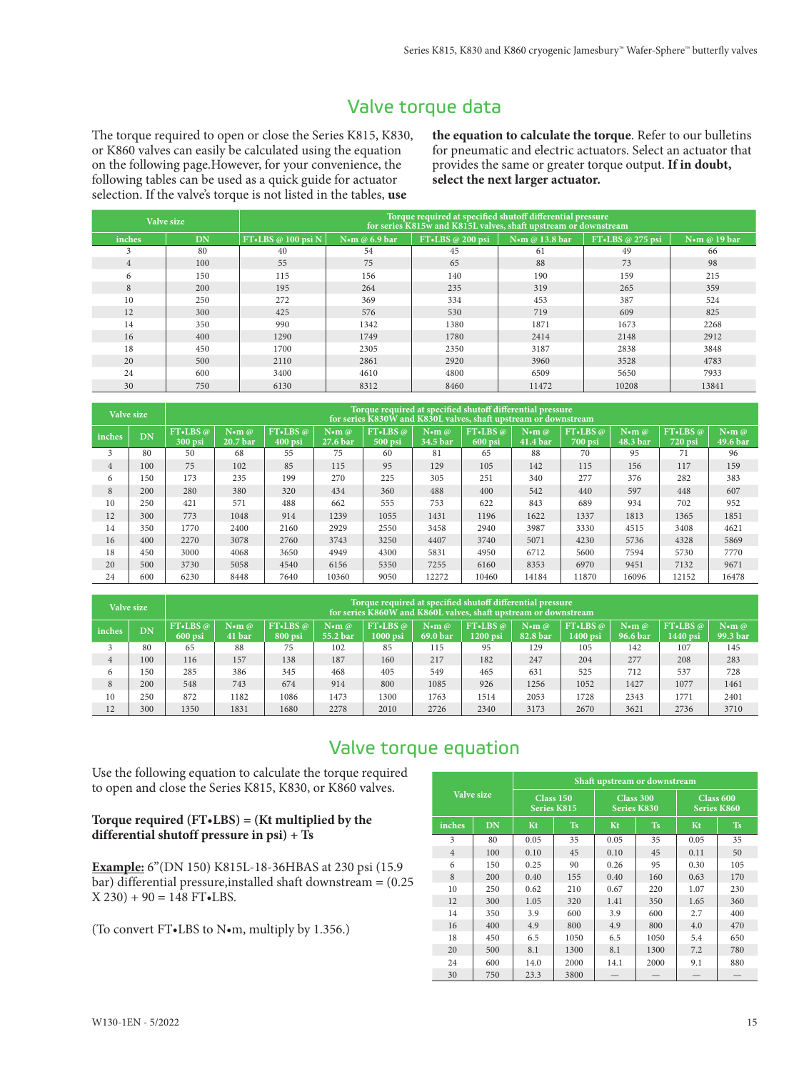## Valve torque data

The torque required to open or close the Series K815, K830, or K860 valves can easily be calculated using the equation on the following page.However, for your convenience, the following tables can be used as a quick guide for actuator selection. If the valve's torque is not listed in the tables, **use the equation to calculate the torque**. Refer to our bulletins for pneumatic and electric actuators. Select an actuator that provides the same or greater torque output. **If in doubt, select the next larger actuator.**

| Valve size | | Torque required at specified shutoff differential pressure for series K815w and K815L valves, shaft upstream or downstream | | | | | |
|---|---|---|---|---|---|---|---|
| inches | DN | FT•LBS @ 100 psi N | N•m @ 6.9 bar | FT•LBS @ 200 psi | N•m @ 13.8 bar | FT•LBS @ 275 psi | N•m @ 19 bar |
| 3 | 80 | 40 | 54 | 45 | 61 | 49 | 66 |
| 4 | 100 | 55 | 75 | 65 | 88 | 73 | 98 |
| 6 | 150 | 115 | 156 | 140 | 190 | 159 | 215 |
| 8 | 200 | 195 | 264 | 235 | 319 | 265 | 359 |
| 10 | 250 | 272 | 369 | 334 | 453 | 387 | 524 |
| 12 | 300 | 425 | 576 | 530 | 719 | 609 | 825 |
| 14 | 350 | 990 | 1342 | 1380 | 1871 | 1673 | 2268 |
| 16 | 400 | 1290 | 1749 | 1780 | 2414 | 2148 | 2912 |
| 18 | 450 | 1700 | 2305 | 2350 | 3187 | 2838 | 3848 |
| 20 | 500 | 2110 | 2861 | 2920 | 3960 | 3528 | 4783 |
| 24 | 600 | 3400 | 4610 | 4800 | 6509 | 5650 | 7933 |
| 30 | 750 | 6130 | 8312 | 8460 | 11472 | 10208 | 13841 |

| Valve size | | Torque required at specified shutoff differential pressure for series K830W and K830L valves, shaft upstream or downstream | | | | | | | | | | | |
|---|---|---|---|---|---|---|---|---|---|---|---|---|---|
| inches | DN | FT•LBS @ 300 psi | N•m @ 20.7 bar | FT•LBS @ 400 psi | N•m @ 27.6 bar | FT•LBS @ 500 psi | N•m @ 34.5 bar | FT•LBS @ 600 psi | N•m @ 41.4 bar | FT•LBS @ 700 psi | N•m @ 48.3 bar | FT•LBS @ 720 psi | N•m @ 49.6 bar |
| 3 | 80 | 50 | 68 | 55 | 75 | 60 | 81 | 65 | 88 | 70 | 95 | 71 | 96 |
| 4 | 100 | 75 | 102 | 85 | 115 | 95 | 129 | 105 | 142 | 115 | 156 | 117 | 159 |
| 6 | 150 | 173 | 235 | 199 | 270 | 225 | 305 | 251 | 340 | 277 | 376 | 282 | 383 |
| 8 | 200 | 280 | 380 | 320 | 434 | 360 | 488 | 400 | 542 | 440 | 597 | 448 | 607 |
| 10 | 250 | 421 | 571 | 488 | 662 | 555 | 753 | 622 | 843 | 689 | 934 | 702 | 952 |
| 12 | 300 | 773 | 1048 | 914 | 1239 | 1055 | 1431 | 1196 | 1622 | 1337 | 1813 | 1365 | 1851 |
| 14 | 350 | 1770 | 2400 | 2160 | 2929 | 2550 | 3458 | 2940 | 3987 | 3330 | 4515 | 3408 | 4621 |
| 16 | 400 | 2270 | 3078 | 2760 | 3743 | 3250 | 4407 | 3740 | 5071 | 4230 | 5736 | 4328 | 5869 |
| 18 | 450 | 3000 | 4068 | 3650 | 4949 | 4300 | 5831 | 4950 | 6712 | 5600 | 7594 | 5730 | 7770 |
| 20 | 500 | 3730 | 5058 | 4540 | 6156 | 5350 | 7255 | 6160 | 8353 | 6970 | 9451 | 7132 | 9671 |
| 24 | 600 | 6230 | 8448 | 7640 | 10360 | 9050 | 12272 | 10460 | 14184 | 11870 | 16096 | 12152 | 16478 |

| Valve size | | Torque required at specified shutoff differential pressure for series K860W and K860L valves, shaft upstream or downstream | | | | | | | | | | | |
|---|---|---|---|---|---|---|---|---|---|---|---|---|---|
| inches | DN | FT•LBS @ 600 psi | N•m @ 41 bar | FT•LBS @ 800 psi | N•m @ 55.2 bar | FT•LBS @ 1000 psi | N•m @ 69.0 bar | FT•LBS @ 1200 psi | N•m @ 82.8 bar | FT•LBS @ 1400 psi | N•m @ 96.6 bar | FT•LBS @ 1440 psi | N•m @ 99.3 bar |
| 3 | 80 | 65 | 88 | 75 | 102 | 85 | 115 | 95 | 129 | 105 | 142 | 107 | 145 |
| 4 | 100 | 116 | 157 | 138 | 187 | 160 | 217 | 182 | 247 | 204 | 277 | 208 | 283 |
| 6 | 150 | 285 | 386 | 345 | 468 | 405 | 549 | 465 | 631 | 525 | 712 | 537 | 728 |
| 8 | 200 | 548 | 743 | 674 | 914 | 800 | 1085 | 926 | 1256 | 1052 | 1427 | 1077 | 1461 |
| 10 | 250 | 872 | 1182 | 1086 | 1473 | 1300 | 1763 | 1514 | 2053 | 1728 | 2343 | 1771 | 2401 |
| 12 | 300 | 1350 | 1831 | 1680 | 2278 | 2010 | 2726 | 2340 | 3173 | 2670 | 3621 | 2736 | 3710 |

## Valve torque equation

Use the following equation to calculate the torque required to open and close the Series K815, K830, or K860 valves.

**Torque required (FT•LBS) = (Kt multiplied by the differential shutoff pressure in psi) + Ts**

**Example:** 6"(DN 150) K815L-18-36HBAS at 230 psi (15.9 bar) differential pressure,installed shaft downstream = (0.25 X 230) + 90 = 148 FT•LBS.

(To convert FT•LBS to N•m, multiply by 1.356.)

| Valve size | | Shaft upstream or downstream | | | | | |
|---|---|---|---|---|---|---|---|
| | | Class 150 Series K815 | | Class 300 Series K830 | | Class 600 Series K860 | |
| inches | DN | Kt | Ts | Kt | Ts | Kt | Ts |
| 3 | 80 | 0.05 | 35 | 0.05 | 35 | 0.05 | 35 |
| 4 | 100 | 0.10 | 45 | 0.10 | 45 | 0.11 | 50 |
| 6 | 150 | 0.25 | 90 | 0.26 | 95 | 0.30 | 105 |
| 8 | 200 | 0.40 | 155 | 0.40 | 160 | 0.63 | 170 |
| 10 | 250 | 0.62 | 210 | 0.67 | 220 | 1.07 | 230 |
| 12 | 300 | 1.05 | 320 | 1.41 | 350 | 1.65 | 360 |
| 14 | 350 | 3.9 | 600 | 3.9 | 600 | 2.7 | 400 |
| 16 | 400 | 4.9 | 800 | 4.9 | 800 | 4.0 | 470 |
| 18 | 450 | 6.5 | 1050 | 6.5 | 1050 | 5.4 | 650 |
| 20 | 500 | 8.1 | 1300 | 8.1 | 1300 | 7.2 | 780 |
| 24 | 600 | 14.0 | 2000 | 14.1 | 2000 | 9.1 | 880 |
| 30 | 750 | 23.3 | 3800 | — | — | — | — |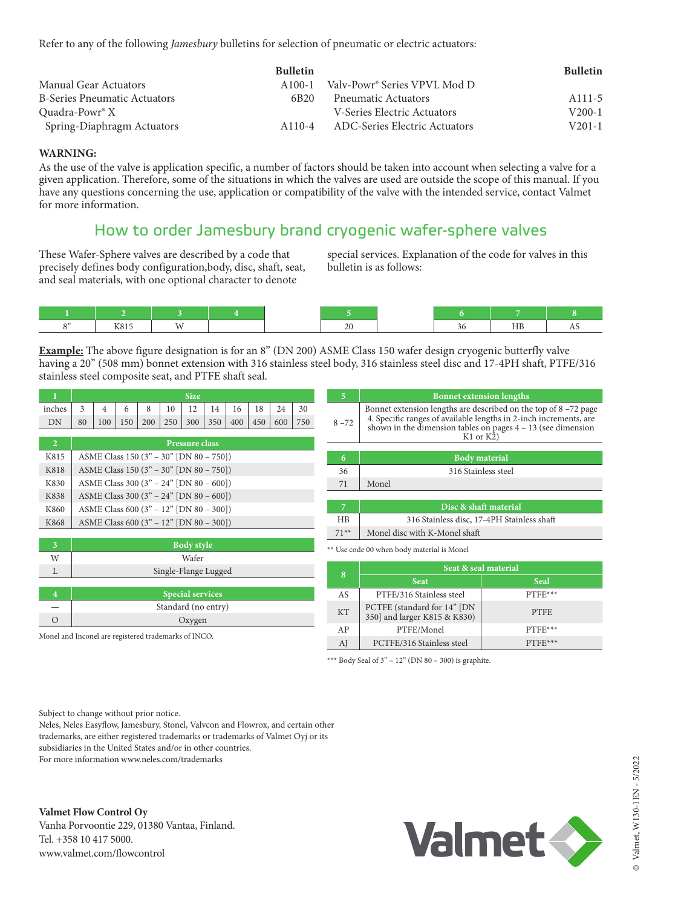Refer to any of the following *Jamesbury* bulletins for selection of pneumatic or electric actuators:

| | Bulletin | | Bulletin |
|---|---|---|---|
| Manual Gear Actuators | A100-1 | Valv-Powr® Series VPVL Mod D Pneumatic Actuators | A111-5 |
| B-Series Pneumatic Actuators | 6B20 | V-Series Electric Actuators | V200-1 |
| Quadra-Powr® X Spring-Diaphragm Actuators | A110-4 | ADC-Series Electric Actuators | V201-1 |

**WARNING:**
As the use of the valve is application specific, a number of factors should be taken into account when selecting a valve for a given application. Therefore, some of the situations in which the valves are used are outside the scope of this manual. If you have any questions concerning the use, application or compatibility of the valve with the intended service, contact Valmet for more information.

## How to order Jamesbury brand cryogenic wafer-sphere valves

These Wafer-Sphere valves are described by a code that precisely defines body configuration,body, disc, shaft, seat, and seal materials, with one optional character to denote special services. Explanation of the code for valves in this bulletin is as follows:

| 1 | 2 | 3 | 4 | | 5 | | 6 | 7 | 8 |
|---|---|---|---|---|---|---|---|---|---|
| 8" | K815 | W | | | 20 | | 36 | HB | AS |

**Example:** The above figure designation is for an 8" (DN 200) ASME Class 150 wafer design cryogenic butterfly valve having a 20" (508 mm) bonnet extension with 316 stainless steel body, 316 stainless steel disc and 17-4PH shaft, PTFE/316 stainless steel composite seat, and PTFE shaft seal.

| 1 | Size | | | | | | | | | | |
|---|---|---|---|---|---|---|---|---|---|---|---|
| inches | 3 | 4 | 6 | 8 | 10 | 12 | 14 | 16 | 18 | 24 | 30 |
| DN | 80 | 100 | 150 | 200 | 250 | 300 | 350 | 400 | 450 | 600 | 750 |

| 2 | Pressure class |
|---|---|
| K815 | ASME Class 150 (3" – 30" [DN 80 – 750]) |
| K818 | ASME Class 150 (3" – 30" [DN 80 – 750]) |
| K830 | ASME Class 300 (3" – 24" [DN 80 – 600]) |
| K838 | ASME Class 300 (3" – 24" [DN 80 – 600]) |
| K860 | ASME Class 600 (3" – 12" [DN 80 – 300]) |
| K868 | ASME Class 600 (3" – 12" [DN 80 – 300]) |

| 3 | Body style |
|---|---|
| W | Wafer |
| L | Single-Flange Lugged |

| 4 | Special services |
|---|---|
| — | Standard (no entry) |
| O | Oxygen |

Monel and Inconel are registered trademarks of INCO.

| 5 | Bonnet extension lengths |
|---|---|
| 8 –72 | Bonnet extension lengths are described on the top of 8 –72 page 4. Specific ranges of available lengths in 2-inch increments, are shown in the dimension tables on pages 4 – 13 (see dimension K1 or K2) |

| 6 | Body material |
|---|---|
| 36 | 316 Stainless steel |
| 71 | Monel |

| 7 | Disc & shaft material |
|---|---|
| HB | 316 Stainless disc, 17-4PH Stainless shaft |
| 71** | Monel disc with K-Monel shaft |

** Use code 00 when body material is Monel

| 8 | Seat & seal material | |
|---|---|---|
| | Seat | Seal |
| AS | PTFE/316 Stainless steel | PTFE*** |
| KT | PCTFE (standard for 14" [DN 350] and larger K815 & K830) | PTFE |
| AP | PTFE/Monel | PTFE*** |
| AJ | PCTFE/316 Stainless steel | PTFE*** |

*** Body Seal of 3" – 12" (DN 80 – 300) is graphite.

Subject to change without prior notice.
Neles, Neles Easyflow, Jamesbury, Stonel, Valvcon and Flowrox, and certain other trademarks, are either registered trademarks or trademarks of Valmet Oyj or its subsidiaries in the United States and/or in other countries.
For more information www.neles.com/trademarks

**Valmet Flow Control Oy**
Vanha Porvoontie 229, 01380 Vantaa, Finland.
Tel. +358 10 417 5000.
www.valmet.com/flowcontrol

© Valmet, W130-1EN - 5/2022